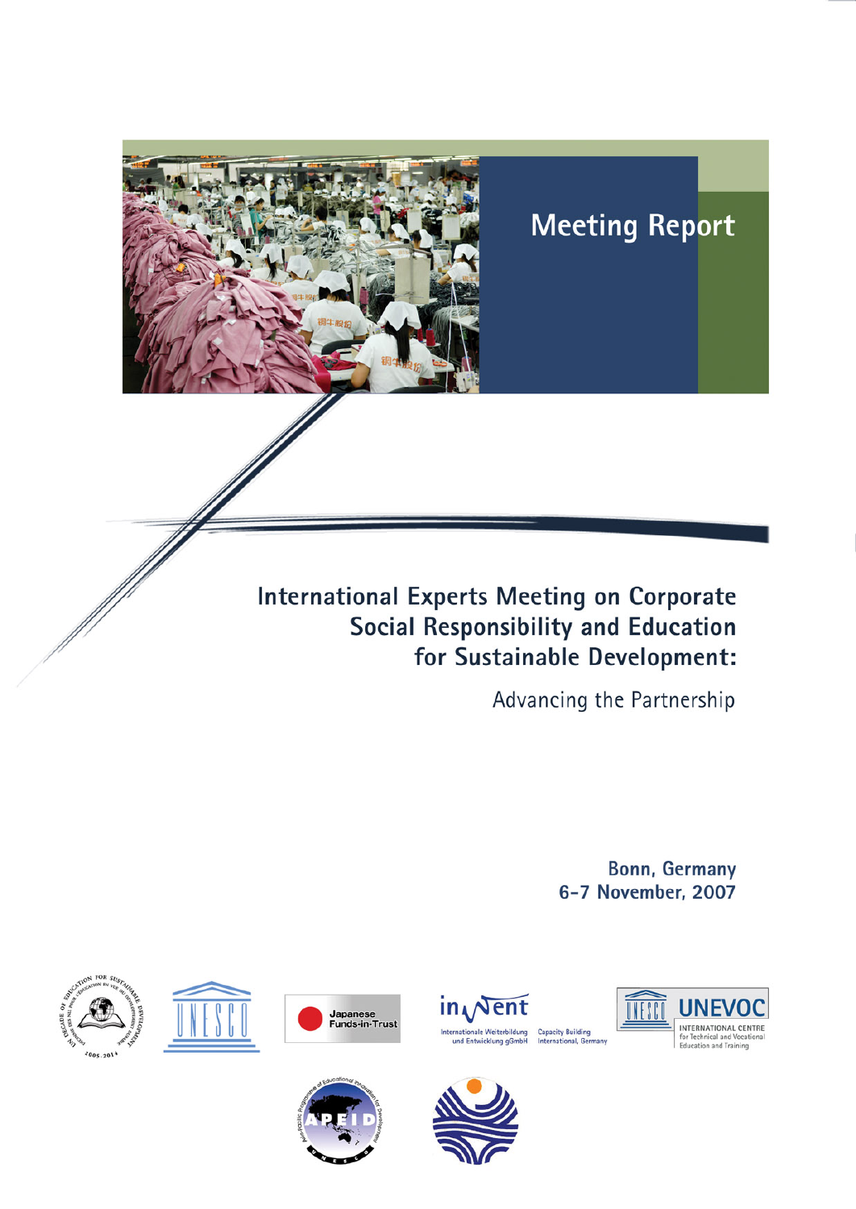# Meeting Report

## International Experts Meeting on Corporate Social Responsibility and Education for Sustainable Development:

### Advancing the Partnership

**Bonn, Germany**
**6-7 November, 2007**

Japanese Funds-in-Trust

inWent
Internationale Weiterbildung und Entwicklung gGmbH
Capacity Building International, Germany

UNEVOC
INTERNATIONAL CENTRE for Technical and Vocational Education and Training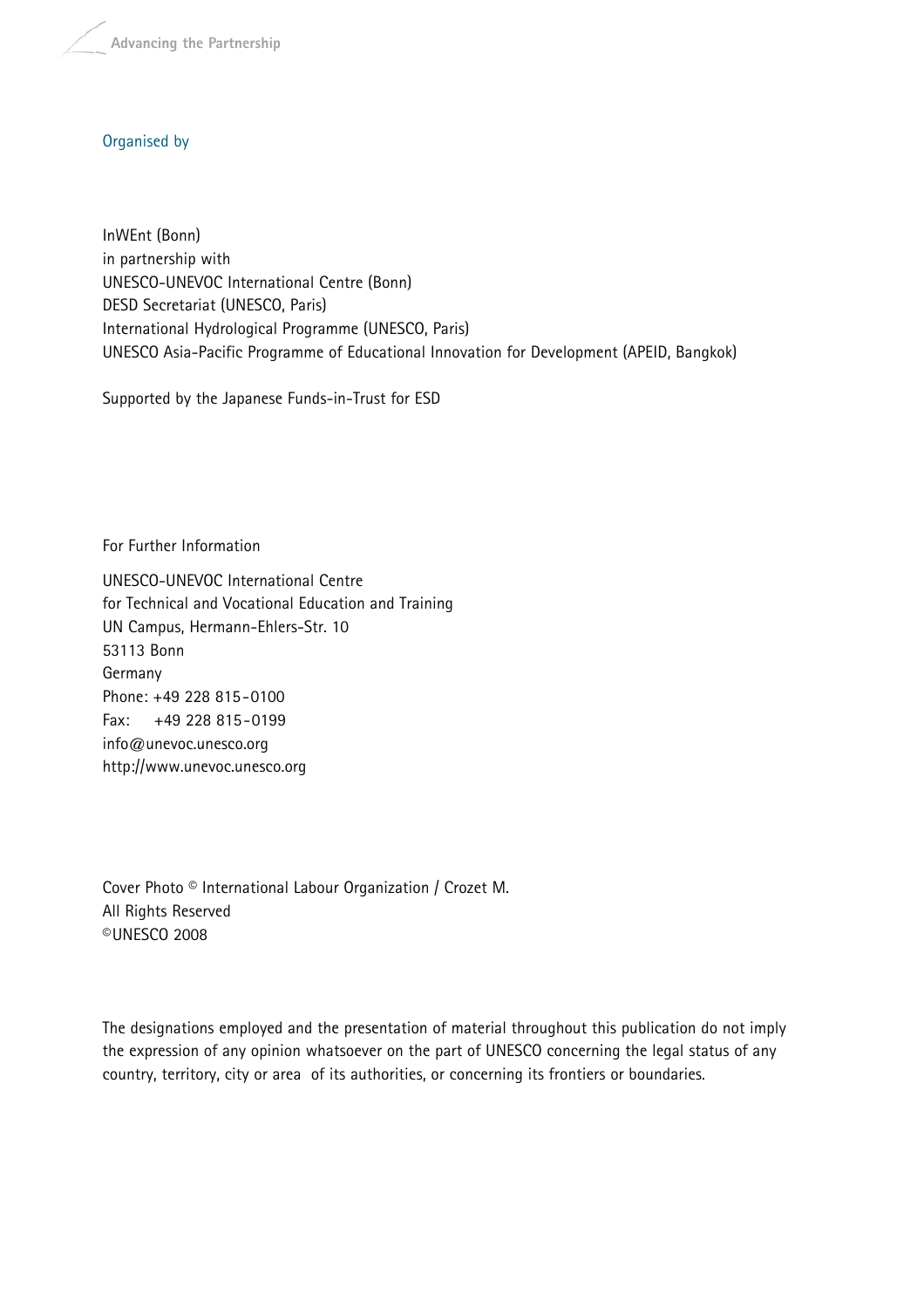Organised by

InWEnt (Bonn)
in partnership with
UNESCO-UNEVOC International Centre (Bonn)
DESD Secretariat (UNESCO, Paris)
International Hydrological Programme (UNESCO, Paris)
UNESCO Asia-Pacific Programme of Educational Innovation for Development (APEID, Bangkok)

Supported by the Japanese Funds-in-Trust for ESD

For Further Information

UNESCO-UNEVOC International Centre
for Technical and Vocational Education and Training
UN Campus, Hermann-Ehlers-Str. 10
53113 Bonn
Germany
Phone: +49 228 815-0100
Fax: +49 228 815-0199
info@unevoc.unesco.org
http://www.unevoc.unesco.org

Cover Photo © International Labour Organization / Crozet M.
All Rights Reserved
©UNESCO 2008

The designations employed and the presentation of material throughout this publication do not imply the expression of any opinion whatsoever on the part of UNESCO concerning the legal status of any country, territory, city or area of its authorities, or concerning its frontiers or boundaries.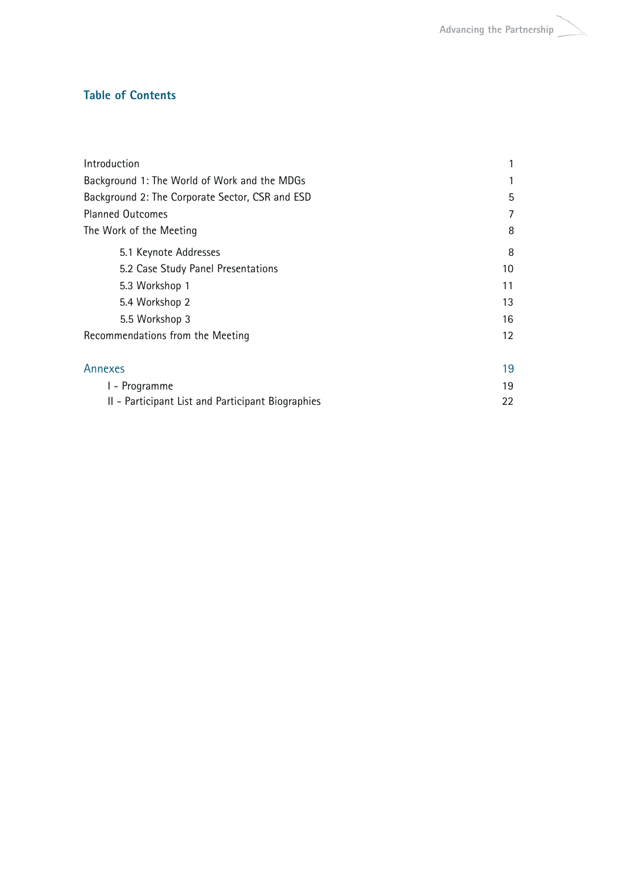## Table of Contents

| | |
|---|---|
| Introduction | 1 |
| Background 1: The World of Work and the MDGs | 1 |
| Background 2: The Corporate Sector, CSR and ESD | 5 |
| Planned Outcomes | 7 |
| The Work of the Meeting | 8 |
| 5.1 Keynote Addresses | 8 |
| 5.2 Case Study Panel Presentations | 10 |
| 5.3 Workshop 1 | 11 |
| 5.4 Workshop 2 | 13 |
| 5.5 Workshop 3 | 16 |
| Recommendations from the Meeting | 12 |
| **Annexes** | **19** |
| I - Programme | 19 |
| II - Participant List and Participant Biographies | 22 |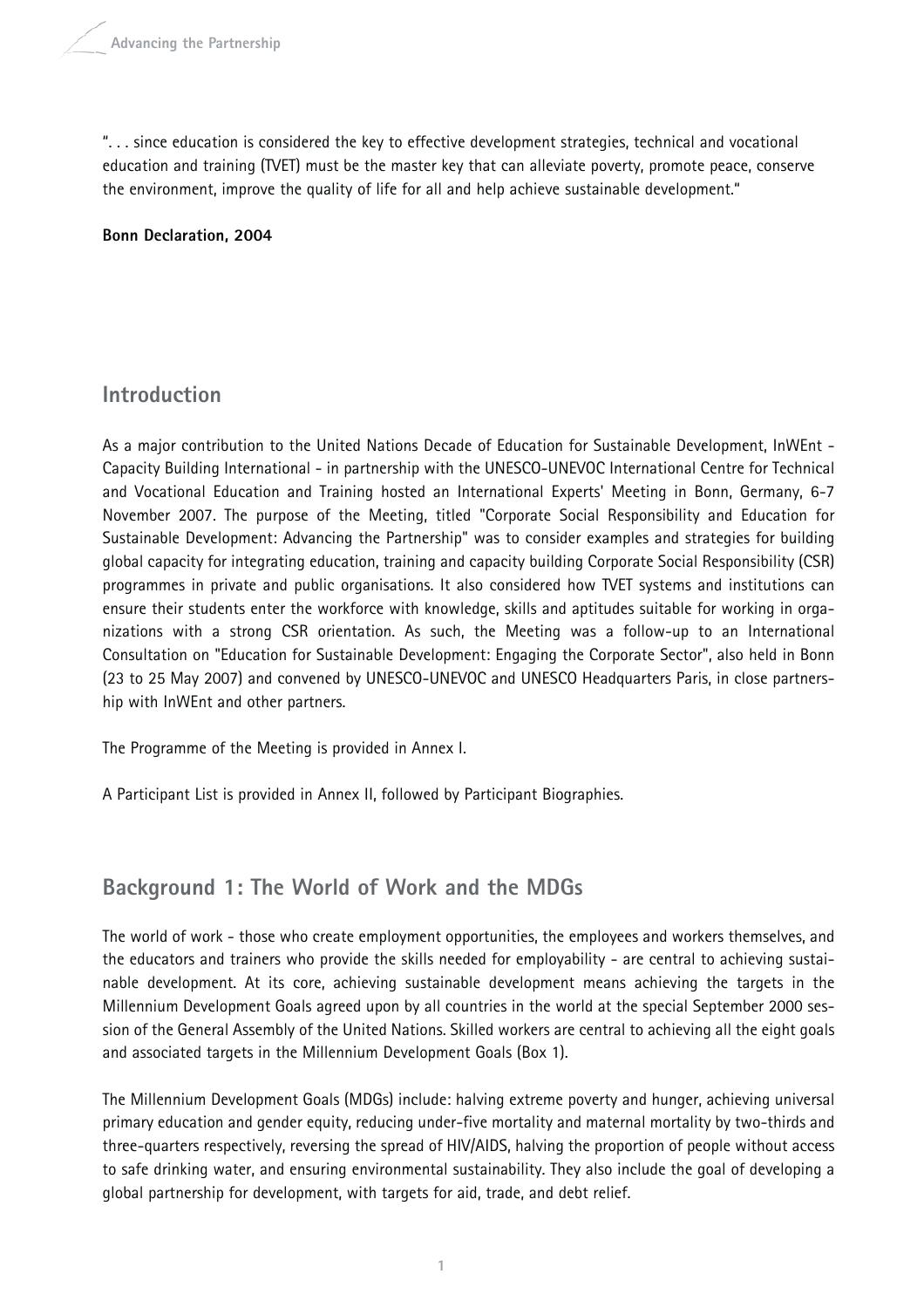". . . since education is considered the key to effective development strategies, technical and vocational education and training (TVET) must be the master key that can alleviate poverty, promote peace, conserve the environment, improve the quality of life for all and help achieve sustainable development."

**Bonn Declaration, 2004**

## Introduction

As a major contribution to the United Nations Decade of Education for Sustainable Development, InWEnt - Capacity Building International - in partnership with the UNESCO-UNEVOC International Centre for Technical and Vocational Education and Training hosted an International Experts' Meeting in Bonn, Germany, 6-7 November 2007. The purpose of the Meeting, titled "Corporate Social Responsibility and Education for Sustainable Development: Advancing the Partnership" was to consider examples and strategies for building global capacity for integrating education, training and capacity building Corporate Social Responsibility (CSR) programmes in private and public organisations. It also considered how TVET systems and institutions can ensure their students enter the workforce with knowledge, skills and aptitudes suitable for working in organizations with a strong CSR orientation. As such, the Meeting was a follow-up to an International Consultation on "Education for Sustainable Development: Engaging the Corporate Sector", also held in Bonn (23 to 25 May 2007) and convened by UNESCO-UNEVOC and UNESCO Headquarters Paris, in close partnership with InWEnt and other partners.

The Programme of the Meeting is provided in Annex I.

A Participant List is provided in Annex II, followed by Participant Biographies.

## Background 1: The World of Work and the MDGs

The world of work - those who create employment opportunities, the employees and workers themselves, and the educators and trainers who provide the skills needed for employability - are central to achieving sustainable development. At its core, achieving sustainable development means achieving the targets in the Millennium Development Goals agreed upon by all countries in the world at the special September 2000 session of the General Assembly of the United Nations. Skilled workers are central to achieving all the eight goals and associated targets in the Millennium Development Goals (Box 1).

The Millennium Development Goals (MDGs) include: halving extreme poverty and hunger, achieving universal primary education and gender equity, reducing under-five mortality and maternal mortality by two-thirds and three-quarters respectively, reversing the spread of HIV/AIDS, halving the proportion of people without access to safe drinking water, and ensuring environmental sustainability. They also include the goal of developing a global partnership for development, with targets for aid, trade, and debt relief.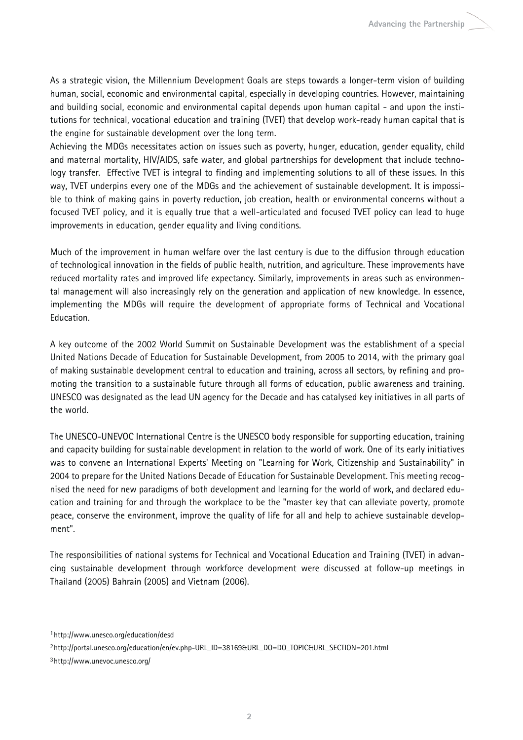As a strategic vision, the Millennium Development Goals are steps towards a longer-term vision of building human, social, economic and environmental capital, especially in developing countries. However, maintaining and building social, economic and environmental capital depends upon human capital - and upon the institutions for technical, vocational education and training (TVET) that develop work-ready human capital that is the engine for sustainable development over the long term.

Achieving the MDGs necessitates action on issues such as poverty, hunger, education, gender equality, child and maternal mortality, HIV/AIDS, safe water, and global partnerships for development that include technology transfer. Effective TVET is integral to finding and implementing solutions to all of these issues. In this way, TVET underpins every one of the MDGs and the achievement of sustainable development. It is impossible to think of making gains in poverty reduction, job creation, health or environmental concerns without a focused TVET policy, and it is equally true that a well-articulated and focused TVET policy can lead to huge improvements in education, gender equality and living conditions.

Much of the improvement in human welfare over the last century is due to the diffusion through education of technological innovation in the fields of public health, nutrition, and agriculture. These improvements have reduced mortality rates and improved life expectancy. Similarly, improvements in areas such as environmental management will also increasingly rely on the generation and application of new knowledge. In essence, implementing the MDGs will require the development of appropriate forms of Technical and Vocational Education.

A key outcome of the 2002 World Summit on Sustainable Development was the establishment of a special United Nations Decade of Education for Sustainable Development, from 2005 to 2014, with the primary goal of making sustainable development central to education and training, across all sectors, by refining and promoting the transition to a sustainable future through all forms of education, public awareness and training. UNESCO was designated as the lead UN agency for the Decade and has catalysed key initiatives in all parts of the world.

The UNESCO-UNEVOC International Centre is the UNESCO body responsible for supporting education, training and capacity building for sustainable development in relation to the world of work. One of its early initiatives was to convene an International Experts' Meeting on "Learning for Work, Citizenship and Sustainability" in 2004 to prepare for the United Nations Decade of Education for Sustainable Development. This meeting recognised the need for new paradigms of both development and learning for the world of work, and declared education and training for and through the workplace to be the "master key that can alleviate poverty, promote peace, conserve the environment, improve the quality of life for all and help to achieve sustainable development".

The responsibilities of national systems for Technical and Vocational Education and Training (TVET) in advancing sustainable development through workforce development were discussed at follow-up meetings in Thailand (2005) Bahrain (2005) and Vietnam (2006).

[1] http://www.unesco.org/education/desd

[2] http://portal.unesco.org/education/en/ev.php-URL_ID=38169&URL_DO=DO_TOPIC&URL_SECTION=201.html

[3] http://www.unevoc.unesco.org/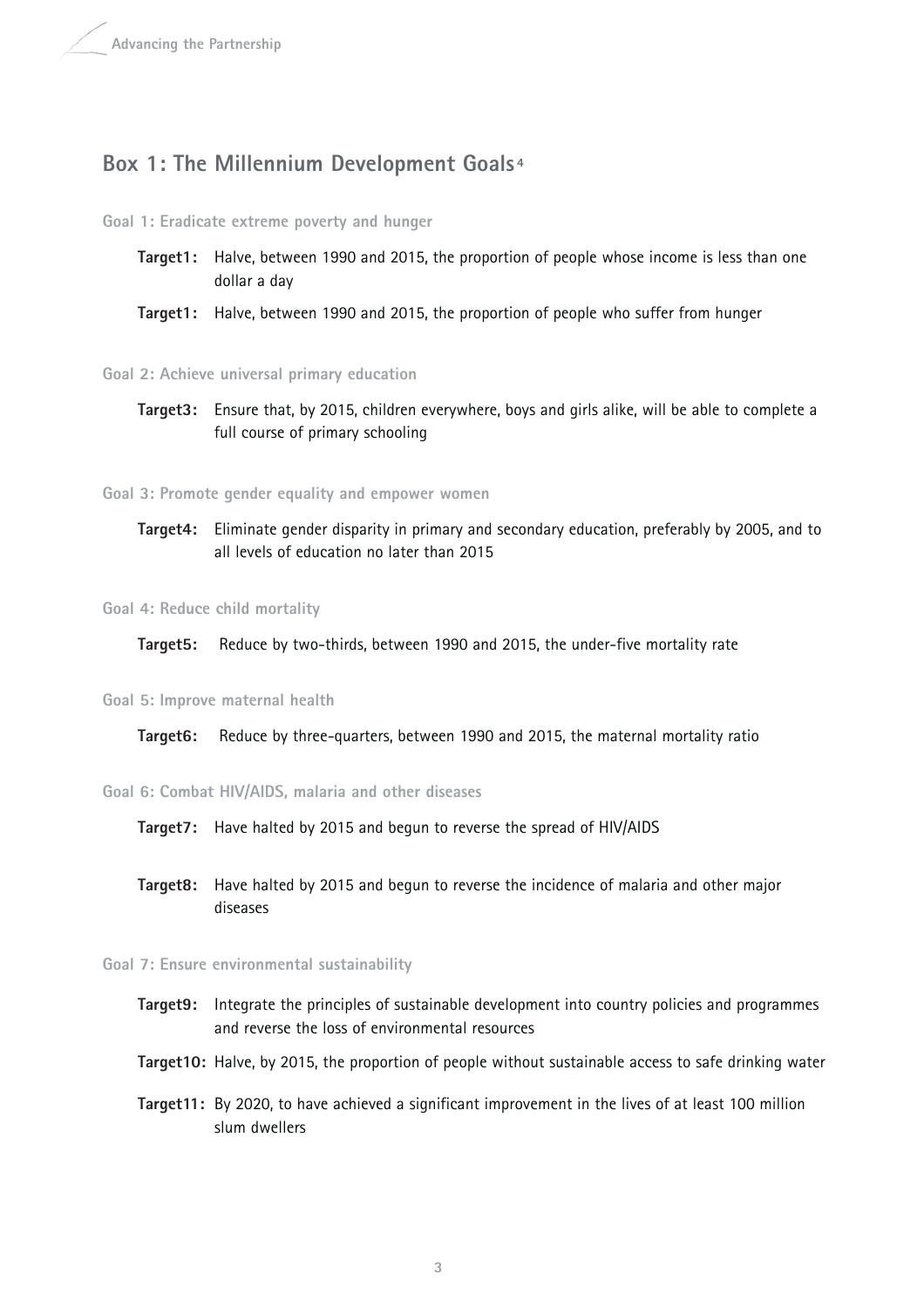## Box 1: The Millennium Development Goals[4]

**Goal 1: Eradicate extreme poverty and hunger**

**Target1:** Halve, between 1990 and 2015, the proportion of people whose income is less than one dollar a day

**Target1:** Halve, between 1990 and 2015, the proportion of people who suffer from hunger

**Goal 2: Achieve universal primary education**

**Target3:** Ensure that, by 2015, children everywhere, boys and girls alike, will be able to complete a full course of primary schooling

**Goal 3: Promote gender equality and empower women**

**Target4:** Eliminate gender disparity in primary and secondary education, preferably by 2005, and to all levels of education no later than 2015

**Goal 4: Reduce child mortality**

**Target5:** Reduce by two-thirds, between 1990 and 2015, the under-five mortality rate

**Goal 5: Improve maternal health**

**Target6:** Reduce by three-quarters, between 1990 and 2015, the maternal mortality ratio

**Goal 6: Combat HIV/AIDS, malaria and other diseases**

**Target7:** Have halted by 2015 and begun to reverse the spread of HIV/AIDS

**Target8:** Have halted by 2015 and begun to reverse the incidence of malaria and other major diseases

**Goal 7: Ensure environmental sustainability**

**Target9:** Integrate the principles of sustainable development into country policies and programmes and reverse the loss of environmental resources

**Target10:** Halve, by 2015, the proportion of people without sustainable access to safe drinking water

**Target11:** By 2020, to have achieved a significant improvement in the lives of at least 100 million slum dwellers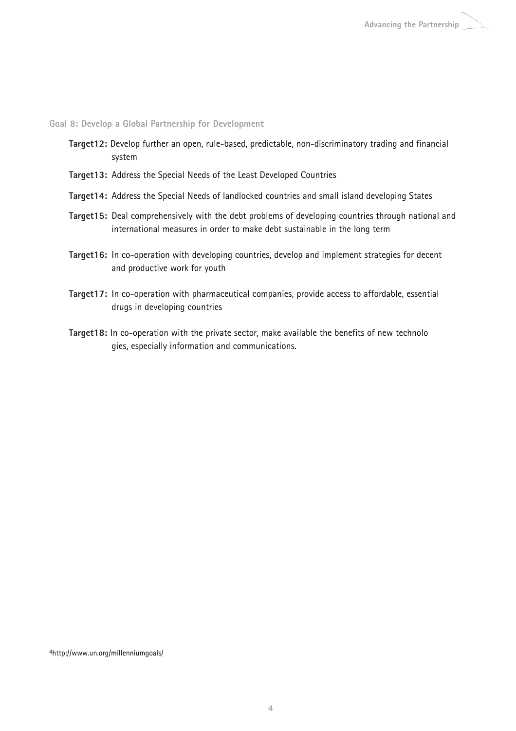### Goal 8: Develop a Global Partnership for Development

**Target12:** Develop further an open, rule-based, predictable, non-discriminatory trading and financial system

**Target13:** Address the Special Needs of the Least Developed Countries

**Target14:** Address the Special Needs of landlocked countries and small island developing States

**Target15:** Deal comprehensively with the debt problems of developing countries through national and international measures in order to make debt sustainable in the long term

**Target16:** In co-operation with developing countries, develop and implement strategies for decent and productive work for youth

**Target17:** In co-operation with pharmaceutical companies, provide access to affordable, essential drugs in developing countries

**Target18:** In co-operation with the private sector, make available the benefits of new technolo gies, especially information and communications.

[4] http://www.un.org/millenniumgoals/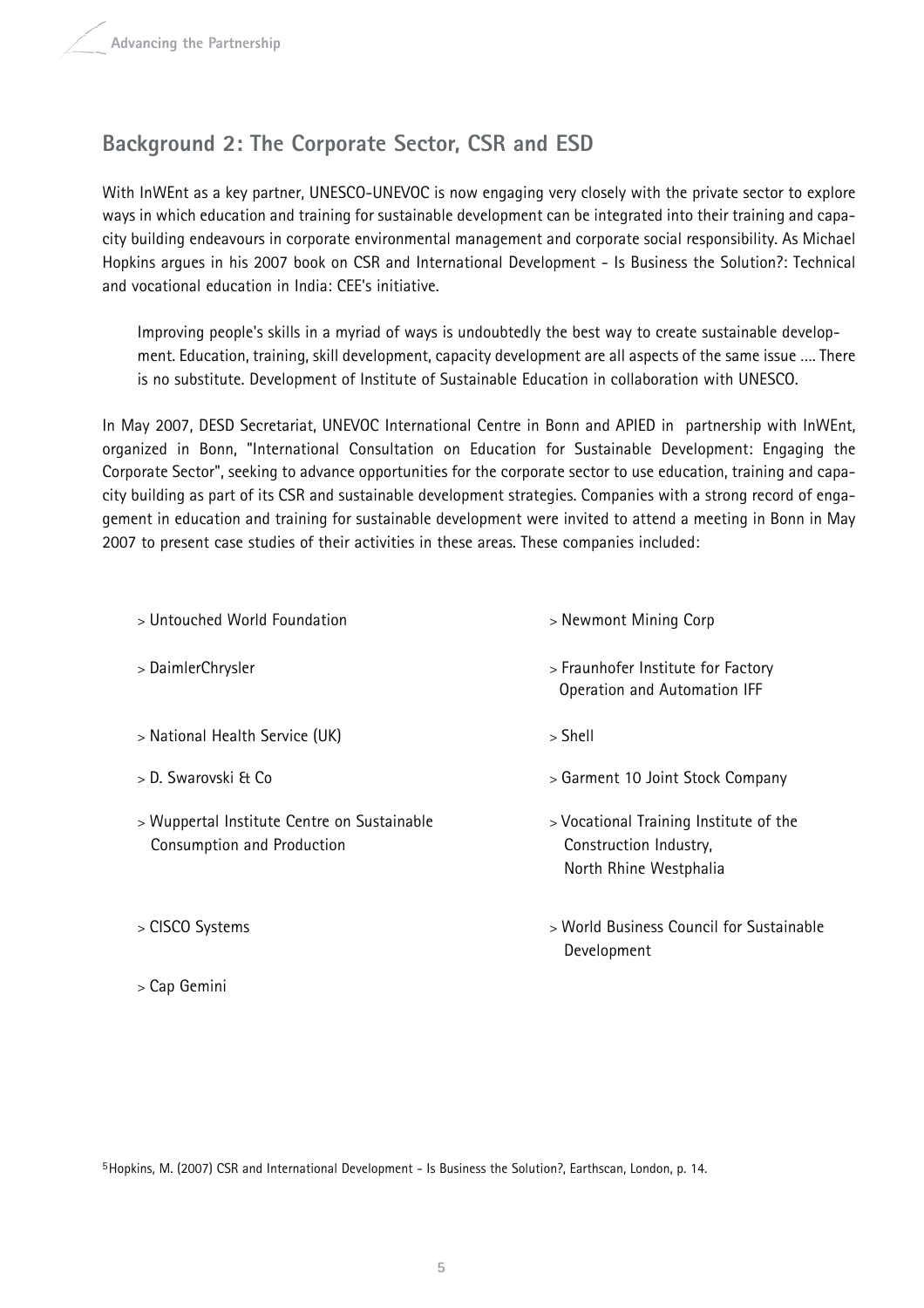## Background 2: The Corporate Sector, CSR and ESD

With InWEnt as a key partner, UNESCO-UNEVOC is now engaging very closely with the private sector to explore ways in which education and training for sustainable development can be integrated into their training and capacity building endeavours in corporate environmental management and corporate social responsibility. As Michael Hopkins argues in his 2007 book on CSR and International Development - Is Business the Solution?: Technical and vocational education in India: CEE's initiative.

> Improving people's skills in a myriad of ways is undoubtedly the best way to create sustainable development. Education, training, skill development, capacity development are all aspects of the same issue .... There is no substitute. Development of Institute of Sustainable Education in collaboration with UNESCO.

In May 2007, DESD Secretariat, UNEVOC International Centre in Bonn and APIED in partnership with InWEnt, organized in Bonn, "International Consultation on Education for Sustainable Development: Engaging the Corporate Sector", seeking to advance opportunities for the corporate sector to use education, training and capacity building as part of its CSR and sustainable development strategies. Companies with a strong record of engagement in education and training for sustainable development were invited to attend a meeting in Bonn in May 2007 to present case studies of their activities in these areas. These companies included:

- Untouched World Foundation
- DaimlerChrysler
- National Health Service (UK)
- D. Swarovski & Co
- Wuppertal Institute Centre on Sustainable Consumption and Production
- CISCO Systems
- Cap Gemini
- Newmont Mining Corp
- Fraunhofer Institute for Factory Operation and Automation IFF
- Shell
- Garment 10 Joint Stock Company
- Vocational Training Institute of the Construction Industry, North Rhine Westphalia
- World Business Council for Sustainable Development

[5] Hopkins, M. (2007) CSR and International Development - Is Business the Solution?, Earthscan, London, p. 14.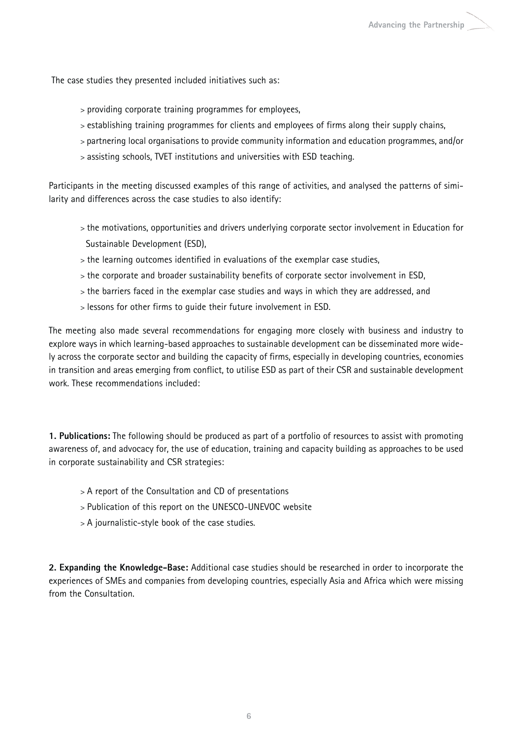The case studies they presented included initiatives such as:

- providing corporate training programmes for employees,
- establishing training programmes for clients and employees of firms along their supply chains,
- partnering local organisations to provide community information and education programmes, and/or
- assisting schools, TVET institutions and universities with ESD teaching.

Participants in the meeting discussed examples of this range of activities, and analysed the patterns of similarity and differences across the case studies to also identify:

- the motivations, opportunities and drivers underlying corporate sector involvement in Education for Sustainable Development (ESD),
- the learning outcomes identified in evaluations of the exemplar case studies,
- the corporate and broader sustainability benefits of corporate sector involvement in ESD,
- the barriers faced in the exemplar case studies and ways in which they are addressed, and
- lessons for other firms to guide their future involvement in ESD.

The meeting also made several recommendations for engaging more closely with business and industry to explore ways in which learning-based approaches to sustainable development can be disseminated more widely across the corporate sector and building the capacity of firms, especially in developing countries, economies in transition and areas emerging from conflict, to utilise ESD as part of their CSR and sustainable development work. These recommendations included:

**1. Publications:** The following should be produced as part of a portfolio of resources to assist with promoting awareness of, and advocacy for, the use of education, training and capacity building as approaches to be used in corporate sustainability and CSR strategies:

- A report of the Consultation and CD of presentations
- Publication of this report on the UNESCO-UNEVOC website
- A journalistic-style book of the case studies.

**2. Expanding the Knowledge-Base:** Additional case studies should be researched in order to incorporate the experiences of SMEs and companies from developing countries, especially Asia and Africa which were missing from the Consultation.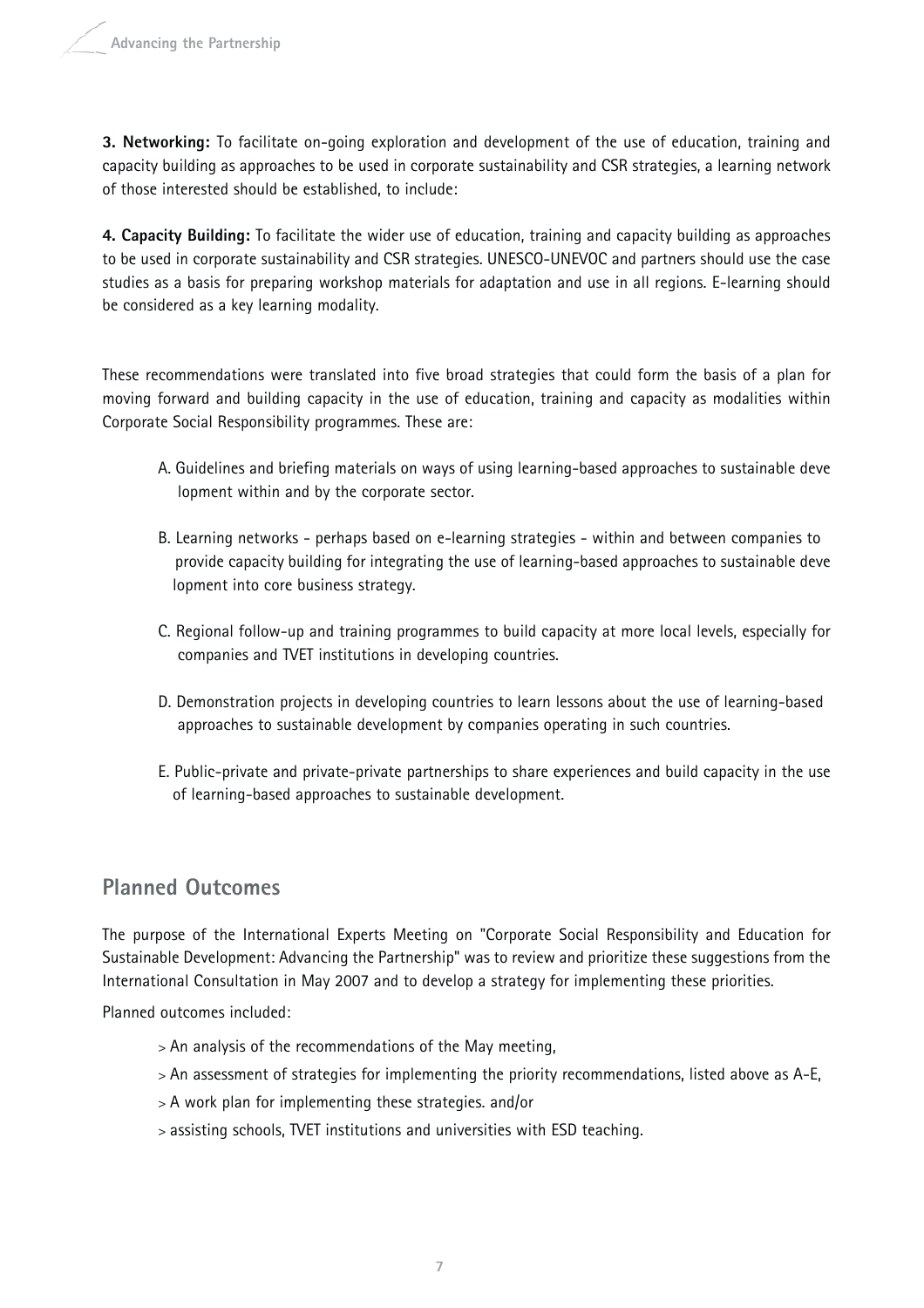**3. Networking:** To facilitate on-going exploration and development of the use of education, training and capacity building as approaches to be used in corporate sustainability and CSR strategies, a learning network of those interested should be established, to include:

**4. Capacity Building:** To facilitate the wider use of education, training and capacity building as approaches to be used in corporate sustainability and CSR strategies. UNESCO-UNEVOC and partners should use the case studies as a basis for preparing workshop materials for adaptation and use in all regions. E-learning should be considered as a key learning modality.

These recommendations were translated into five broad strategies that could form the basis of a plan for moving forward and building capacity in the use of education, training and capacity as modalities within Corporate Social Responsibility programmes. These are:

A. Guidelines and briefing materials on ways of using learning-based approaches to sustainable development within and by the corporate sector.

B. Learning networks - perhaps based on e-learning strategies - within and between companies to provide capacity building for integrating the use of learning-based approaches to sustainable development into core business strategy.

C. Regional follow-up and training programmes to build capacity at more local levels, especially for companies and TVET institutions in developing countries.

D. Demonstration projects in developing countries to learn lessons about the use of learning-based approaches to sustainable development by companies operating in such countries.

E. Public-private and private-private partnerships to share experiences and build capacity in the use of learning-based approaches to sustainable development.

## Planned Outcomes

The purpose of the International Experts Meeting on "Corporate Social Responsibility and Education for Sustainable Development: Advancing the Partnership" was to review and prioritize these suggestions from the International Consultation in May 2007 and to develop a strategy for implementing these priorities.

Planned outcomes included:

- An analysis of the recommendations of the May meeting,
- An assessment of strategies for implementing the priority recommendations, listed above as A-E,
- A work plan for implementing these strategies. and/or
- assisting schools, TVET institutions and universities with ESD teaching.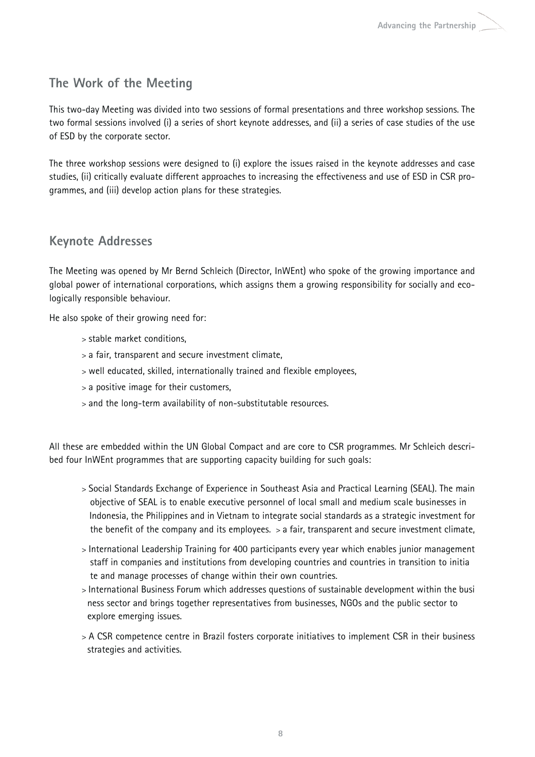## The Work of the Meeting

This two-day Meeting was divided into two sessions of formal presentations and three workshop sessions. The two formal sessions involved (i) a series of short keynote addresses, and (ii) a series of case studies of the use of ESD by the corporate sector.

The three workshop sessions were designed to (i) explore the issues raised in the keynote addresses and case studies, (ii) critically evaluate different approaches to increasing the effectiveness and use of ESD in CSR programmes, and (iii) develop action plans for these strategies.

## Keynote Addresses

The Meeting was opened by Mr Bernd Schleich (Director, InWEnt) who spoke of the growing importance and global power of international corporations, which assigns them a growing responsibility for socially and ecologically responsible behaviour.

He also spoke of their growing need for:

- stable market conditions,
- a fair, transparent and secure investment climate,
- well educated, skilled, internationally trained and flexible employees,
- a positive image for their customers,
- and the long-term availability of non-substitutable resources.

All these are embedded within the UN Global Compact and are core to CSR programmes. Mr Schleich described four InWEnt programmes that are supporting capacity building for such goals:

- Social Standards Exchange of Experience in Southeast Asia and Practical Learning (SEAL). The main objective of SEAL is to enable executive personnel of local small and medium scale businesses in Indonesia, the Philippines and in Vietnam to integrate social standards as a strategic investment for the benefit of the company and its employees. > a fair, transparent and secure investment climate,
- International Leadership Training for 400 participants every year which enables junior management staff in companies and institutions from developing countries and countries in transition to initiate and manage processes of change within their own countries.
- International Business Forum which addresses questions of sustainable development within the business sector and brings together representatives from businesses, NGOs and the public sector to explore emerging issues.
- A CSR competence centre in Brazil fosters corporate initiatives to implement CSR in their business strategies and activities.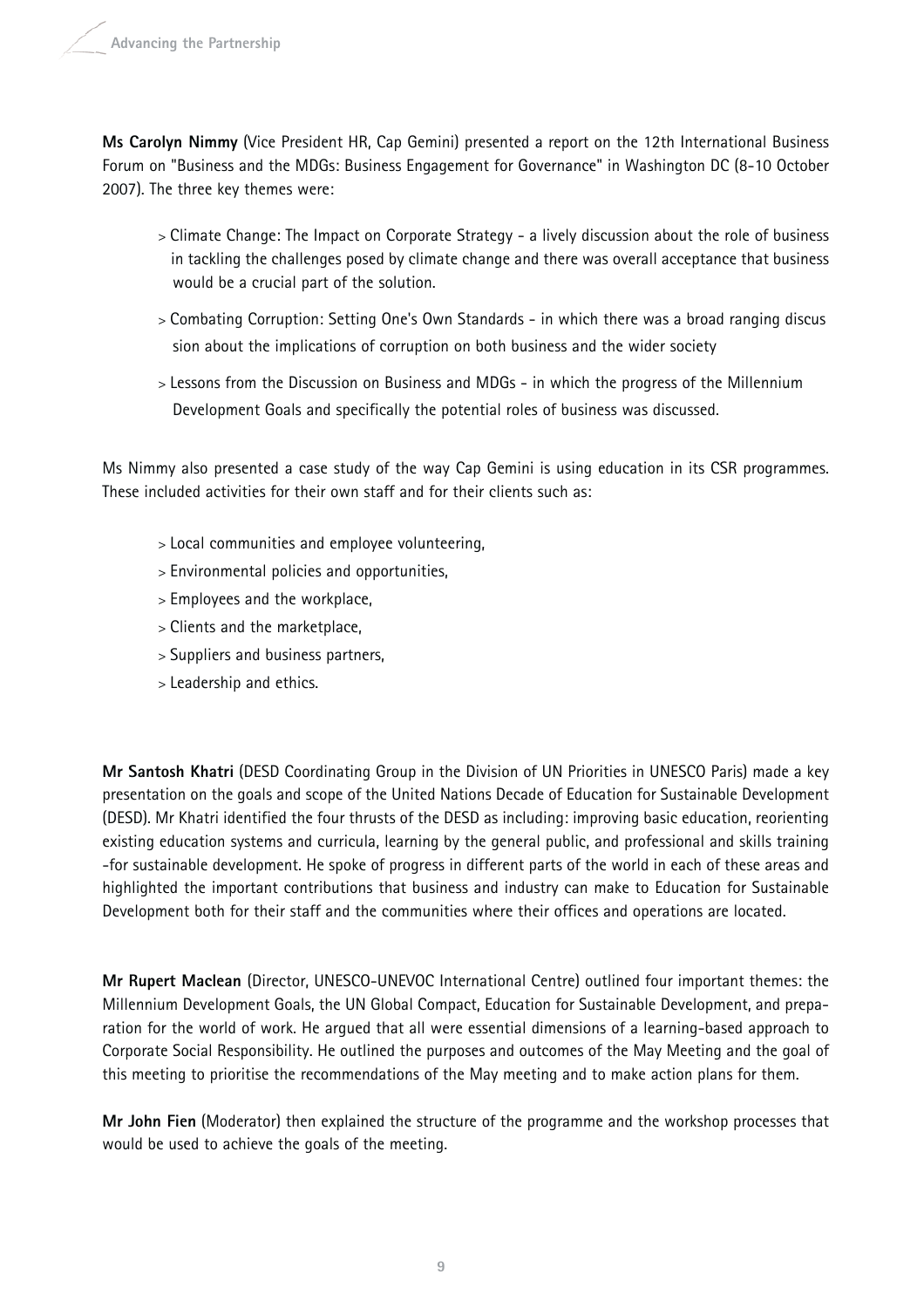**Ms Carolyn Nimmy** (Vice President HR, Cap Gemini) presented a report on the 12th International Business Forum on "Business and the MDGs: Business Engagement for Governance" in Washington DC (8-10 October 2007). The three key themes were:

- Climate Change: The Impact on Corporate Strategy - a lively discussion about the role of business in tackling the challenges posed by climate change and there was overall acceptance that business would be a crucial part of the solution.
- Combating Corruption: Setting One's Own Standards - in which there was a broad ranging discussion about the implications of corruption on both business and the wider society
- Lessons from the Discussion on Business and MDGs - in which the progress of the Millennium Development Goals and specifically the potential roles of business was discussed.

Ms Nimmy also presented a case study of the way Cap Gemini is using education in its CSR programmes. These included activities for their own staff and for their clients such as:

- Local communities and employee volunteering,
- Environmental policies and opportunities,
- Employees and the workplace,
- Clients and the marketplace,
- Suppliers and business partners,
- Leadership and ethics.

**Mr Santosh Khatri** (DESD Coordinating Group in the Division of UN Priorities in UNESCO Paris) made a key presentation on the goals and scope of the United Nations Decade of Education for Sustainable Development (DESD). Mr Khatri identified the four thrusts of the DESD as including: improving basic education, reorienting existing education systems and curricula, learning by the general public, and professional and skills training -for sustainable development. He spoke of progress in different parts of the world in each of these areas and highlighted the important contributions that business and industry can make to Education for Sustainable Development both for their staff and the communities where their offices and operations are located.

**Mr Rupert Maclean** (Director, UNESCO-UNEVOC International Centre) outlined four important themes: the Millennium Development Goals, the UN Global Compact, Education for Sustainable Development, and preparation for the world of work. He argued that all were essential dimensions of a learning-based approach to Corporate Social Responsibility. He outlined the purposes and outcomes of the May Meeting and the goal of this meeting to prioritise the recommendations of the May meeting and to make action plans for them.

**Mr John Fien** (Moderator) then explained the structure of the programme and the workshop processes that would be used to achieve the goals of the meeting.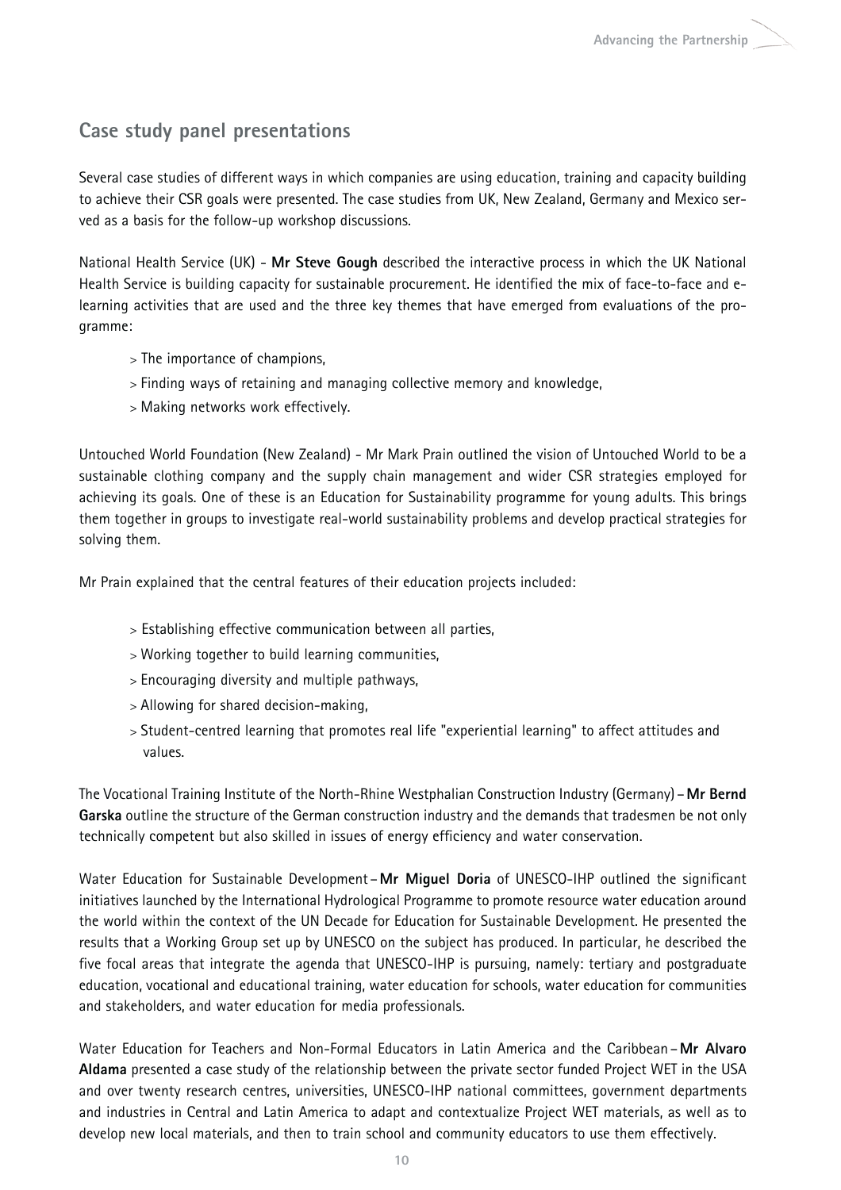## Case study panel presentations

Several case studies of different ways in which companies are using education, training and capacity building to achieve their CSR goals were presented. The case studies from UK, New Zealand, Germany and Mexico served as a basis for the follow-up workshop discussions.

National Health Service (UK) - **Mr Steve Gough** described the interactive process in which the UK National Health Service is building capacity for sustainable procurement. He identified the mix of face-to-face and e-learning activities that are used and the three key themes that have emerged from evaluations of the programme:

> The importance of champions,
> Finding ways of retaining and managing collective memory and knowledge,
> Making networks work effectively.

Untouched World Foundation (New Zealand) - Mr Mark Prain outlined the vision of Untouched World to be a sustainable clothing company and the supply chain management and wider CSR strategies employed for achieving its goals. One of these is an Education for Sustainability programme for young adults. This brings them together in groups to investigate real-world sustainability problems and develop practical strategies for solving them.

Mr Prain explained that the central features of their education projects included:

> Establishing effective communication between all parties,
> Working together to build learning communities,
> Encouraging diversity and multiple pathways,
> Allowing for shared decision-making,
> Student-centred learning that promotes real life "experiential learning" to affect attitudes and values.

The Vocational Training Institute of the North-Rhine Westphalian Construction Industry (Germany) – **Mr Bernd Garska** outline the structure of the German construction industry and the demands that tradesmen be not only technically competent but also skilled in issues of energy efficiency and water conservation.

Water Education for Sustainable Development – **Mr Miguel Doria** of UNESCO-IHP outlined the significant initiatives launched by the International Hydrological Programme to promote resource water education around the world within the context of the UN Decade for Education for Sustainable Development. He presented the results that a Working Group set up by UNESCO on the subject has produced. In particular, he described the five focal areas that integrate the agenda that UNESCO-IHP is pursuing, namely: tertiary and postgraduate education, vocational and educational training, water education for schools, water education for communities and stakeholders, and water education for media professionals.

Water Education for Teachers and Non-Formal Educators in Latin America and the Caribbean – **Mr Alvaro Aldama** presented a case study of the relationship between the private sector funded Project WET in the USA and over twenty research centres, universities, UNESCO-IHP national committees, government departments and industries in Central and Latin America to adapt and contextualize Project WET materials, as well as to develop new local materials, and then to train school and community educators to use them effectively.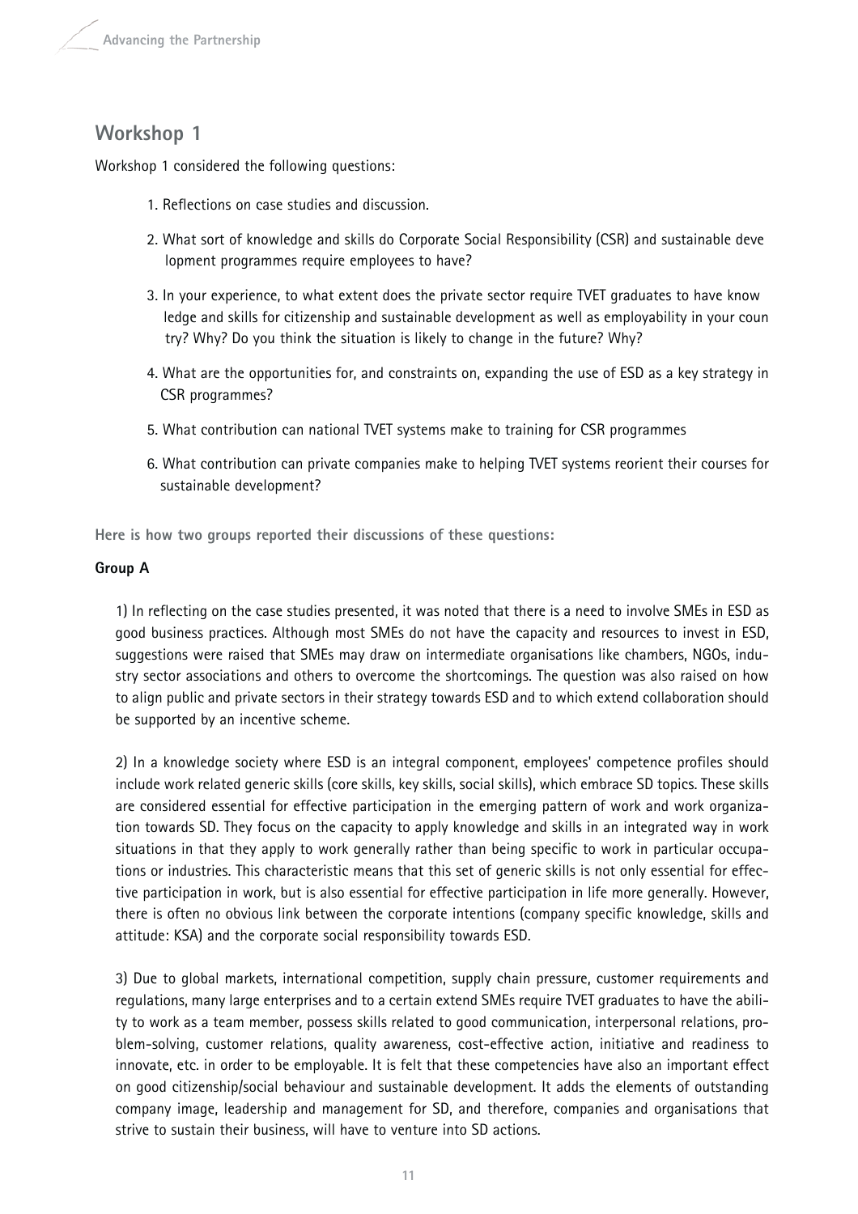## Workshop 1

Workshop 1 considered the following questions:

1. Reflections on case studies and discussion.
2. What sort of knowledge and skills do Corporate Social Responsibility (CSR) and sustainable development programmes require employees to have?
3. In your experience, to what extent does the private sector require TVET graduates to have knowledge and skills for citizenship and sustainable development as well as employability in your country? Why? Do you think the situation is likely to change in the future? Why?
4. What are the opportunities for, and constraints on, expanding the use of ESD as a key strategy in CSR programmes?
5. What contribution can national TVET systems make to training for CSR programmes
6. What contribution can private companies make to helping TVET systems reorient their courses for sustainable development?

**Here is how two groups reported their discussions of these questions:**

**Group A**

1) In reflecting on the case studies presented, it was noted that there is a need to involve SMEs in ESD as good business practices. Although most SMEs do not have the capacity and resources to invest in ESD, suggestions were raised that SMEs may draw on intermediate organisations like chambers, NGOs, industry sector associations and others to overcome the shortcomings. The question was also raised on how to align public and private sectors in their strategy towards ESD and to which extend collaboration should be supported by an incentive scheme.

2) In a knowledge society where ESD is an integral component, employees' competence profiles should include work related generic skills (core skills, key skills, social skills), which embrace SD topics. These skills are considered essential for effective participation in the emerging pattern of work and work organization towards SD. They focus on the capacity to apply knowledge and skills in an integrated way in work situations in that they apply to work generally rather than being specific to work in particular occupations or industries. This characteristic means that this set of generic skills is not only essential for effective participation in work, but is also essential for effective participation in life more generally. However, there is often no obvious link between the corporate intentions (company specific knowledge, skills and attitude: KSA) and the corporate social responsibility towards ESD.

3) Due to global markets, international competition, supply chain pressure, customer requirements and regulations, many large enterprises and to a certain extend SMEs require TVET graduates to have the ability to work as a team member, possess skills related to good communication, interpersonal relations, problem-solving, customer relations, quality awareness, cost-effective action, initiative and readiness to innovate, etc. in order to be employable. It is felt that these competencies have also an important effect on good citizenship/social behaviour and sustainable development. It adds the elements of outstanding company image, leadership and management for SD, and therefore, companies and organisations that strive to sustain their business, will have to venture into SD actions.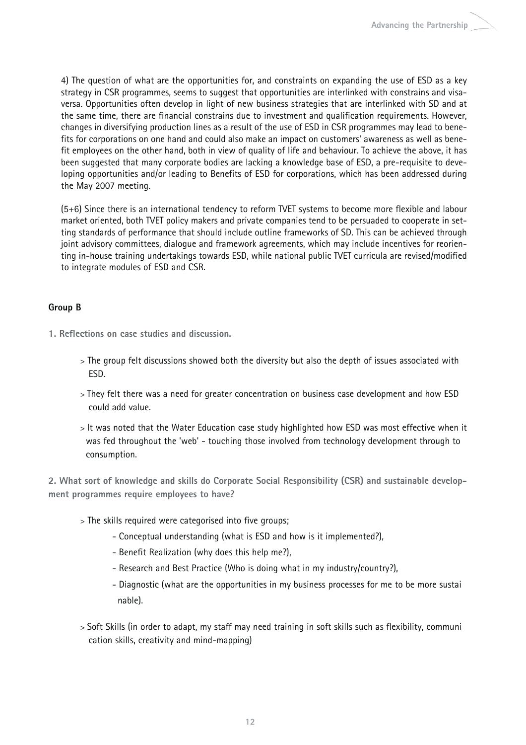4) The question of what are the opportunities for, and constraints on expanding the use of ESD as a key strategy in CSR programmes, seems to suggest that opportunities are interlinked with constrains and visa-versa. Opportunities often develop in light of new business strategies that are interlinked with SD and at the same time, there are financial constrains due to investment and qualification requirements. However, changes in diversifying production lines as a result of the use of ESD in CSR programmes may lead to benefits for corporations on one hand and could also make an impact on customers' awareness as well as benefit employees on the other hand, both in view of quality of life and behaviour. To achieve the above, it has been suggested that many corporate bodies are lacking a knowledge base of ESD, a pre-requisite to developing opportunities and/or leading to Benefits of ESD for corporations, which has been addressed during the May 2007 meeting.

(5+6) Since there is an international tendency to reform TVET systems to become more flexible and labour market oriented, both TVET policy makers and private companies tend to be persuaded to cooperate in setting standards of performance that should include outline frameworks of SD. This can be achieved through joint advisory committees, dialogue and framework agreements, which may include incentives for reorienting in-house training undertakings towards ESD, while national public TVET curricula are revised/modified to integrate modules of ESD and CSR.

**Group B**

**1. Reflections on case studies and discussion.**

> The group felt discussions showed both the diversity but also the depth of issues associated with ESD.

> They felt there was a need for greater concentration on business case development and how ESD could add value.

> It was noted that the Water Education case study highlighted how ESD was most effective when it was fed throughout the 'web' - touching those involved from technology development through to consumption.

**2. What sort of knowledge and skills do Corporate Social Responsibility (CSR) and sustainable development programmes require employees to have?**

> The skills required were categorised into five groups;
- Conceptual understanding (what is ESD and how is it implemented?),
- Benefit Realization (why does this help me?),
- Research and Best Practice (Who is doing what in my industry/country?),
- Diagnostic (what are the opportunities in my business processes for me to be more sustainable).

> Soft Skills (in order to adapt, my staff may need training in soft skills such as flexibility, communication skills, creativity and mind-mapping)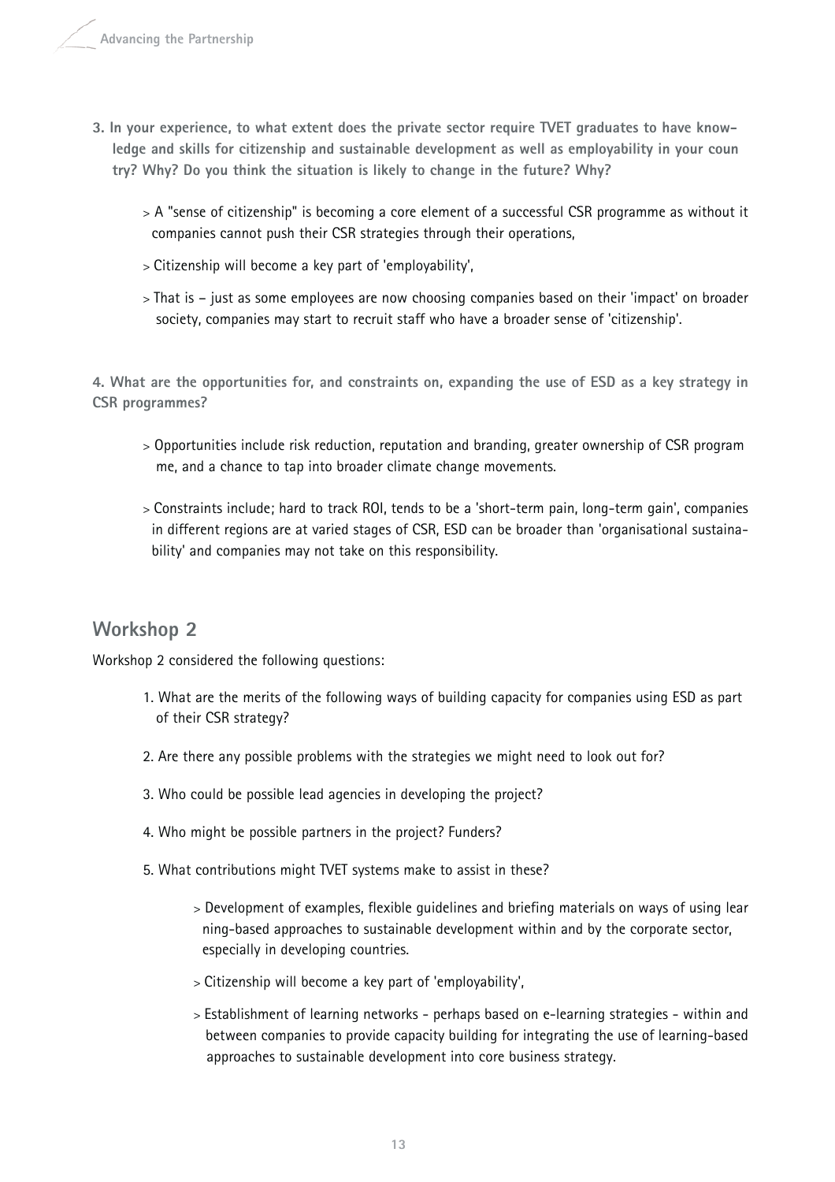3. **In your experience, to what extent does the private sector require TVET graduates to have knowledge and skills for citizenship and sustainable development as well as employability in your country? Why? Do you think the situation is likely to change in the future? Why?**

> A "sense of citizenship" is becoming a core element of a successful CSR programme as without it companies cannot push their CSR strategies through their operations,

> Citizenship will become a key part of 'employability',

> That is – just as some employees are now choosing companies based on their 'impact' on broader society, companies may start to recruit staff who have a broader sense of 'citizenship'.

**4. What are the opportunities for, and constraints on, expanding the use of ESD as a key strategy in CSR programmes?**

> Opportunities include risk reduction, reputation and branding, greater ownership of CSR programme, and a chance to tap into broader climate change movements.

> Constraints include; hard to track ROI, tends to be a 'short-term pain, long-term gain', companies in different regions are at varied stages of CSR, ESD can be broader than 'organisational sustainability' and companies may not take on this responsibility.

## Workshop 2

Workshop 2 considered the following questions:

1. What are the merits of the following ways of building capacity for companies using ESD as part of their CSR strategy?
2. Are there any possible problems with the strategies we might need to look out for?
3. Who could be possible lead agencies in developing the project?
4. Who might be possible partners in the project? Funders?
5. What contributions might TVET systems make to assist in these?

> Development of examples, flexible guidelines and briefing materials on ways of using learning-based approaches to sustainable development within and by the corporate sector, especially in developing countries.

> Citizenship will become a key part of 'employability',

> Establishment of learning networks - perhaps based on e-learning strategies - within and between companies to provide capacity building for integrating the use of learning-based approaches to sustainable development into core business strategy.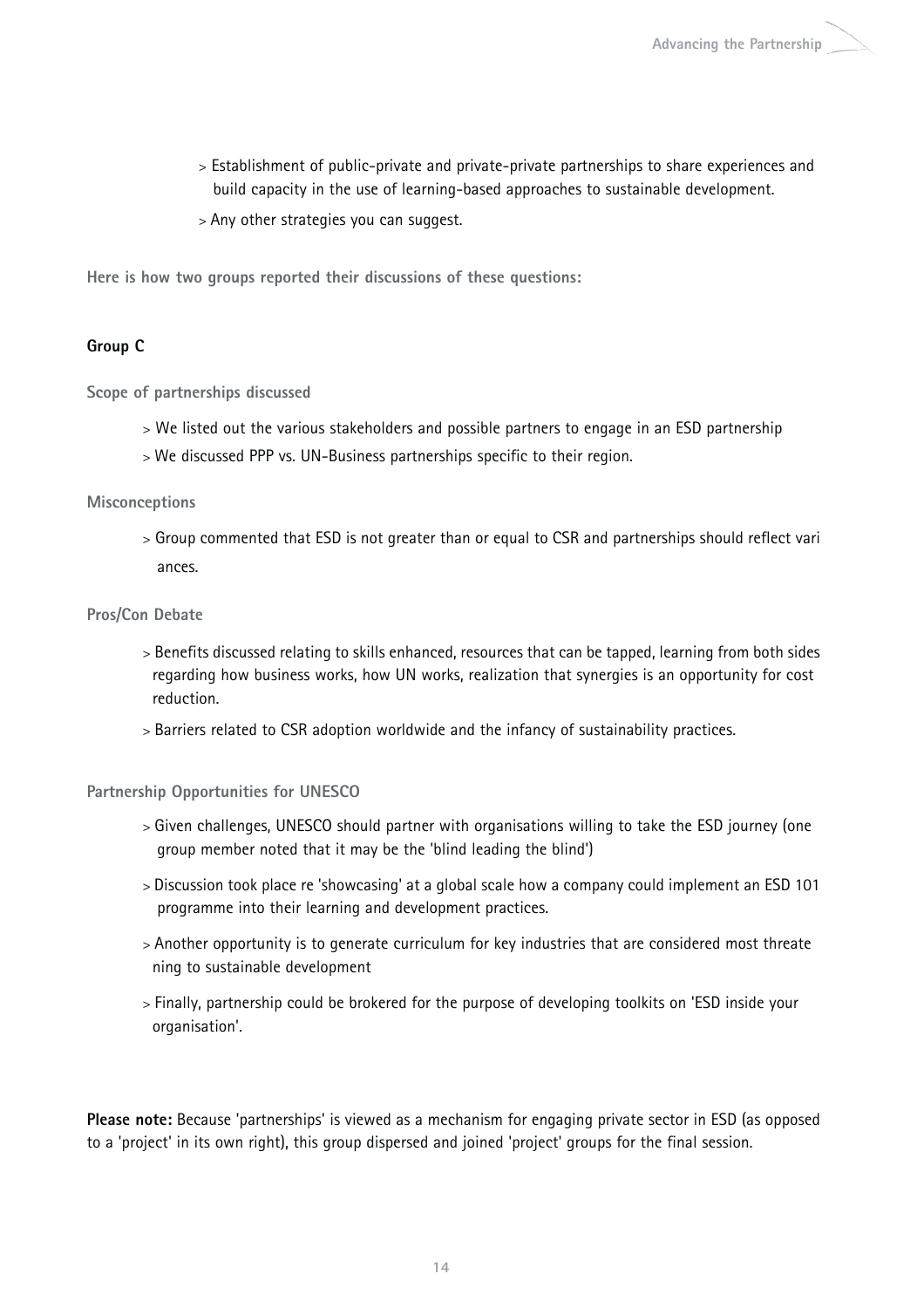- Establishment of public-private and private-private partnerships to share experiences and build capacity in the use of learning-based approaches to sustainable development.
- Any other strategies you can suggest.

**Here is how two groups reported their discussions of these questions:**

### Group C

**Scope of partnerships discussed**

- We listed out the various stakeholders and possible partners to engage in an ESD partnership
- We discussed PPP vs. UN-Business partnerships specific to their region.

**Misconceptions**

- Group commented that ESD is not greater than or equal to CSR and partnerships should reflect variances.

**Pros/Con Debate**

- Benefits discussed relating to skills enhanced, resources that can be tapped, learning from both sides regarding how business works, how UN works, realization that synergies is an opportunity for cost reduction.
- Barriers related to CSR adoption worldwide and the infancy of sustainability practices.

**Partnership Opportunities for UNESCO**

- Given challenges, UNESCO should partner with organisations willing to take the ESD journey (one group member noted that it may be the 'blind leading the blind')
- Discussion took place re 'showcasing' at a global scale how a company could implement an ESD 101 programme into their learning and development practices.
- Another opportunity is to generate curriculum for key industries that are considered most threatening to sustainable development
- Finally, partnership could be brokered for the purpose of developing toolkits on 'ESD inside your organisation'.

**Please note:** Because 'partnerships' is viewed as a mechanism for engaging private sector in ESD (as opposed to a 'project' in its own right), this group dispersed and joined 'project' groups for the final session.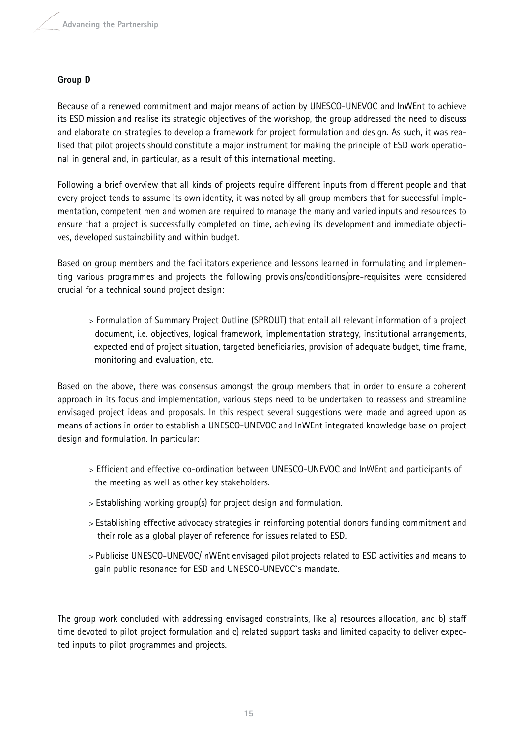### Group D

Because of a renewed commitment and major means of action by UNESCO-UNEVOC and InWEnt to achieve its ESD mission and realise its strategic objectives of the workshop, the group addressed the need to discuss and elaborate on strategies to develop a framework for project formulation and design. As such, it was realised that pilot projects should constitute a major instrument for making the principle of ESD work operational in general and, in particular, as a result of this international meeting.

Following a brief overview that all kinds of projects require different inputs from different people and that every project tends to assume its own identity, it was noted by all group members that for successful implementation, competent men and women are required to manage the many and varied inputs and resources to ensure that a project is successfully completed on time, achieving its development and immediate objectives, developed sustainability and within budget.

Based on group members and the facilitators experience and lessons learned in formulating and implementing various programmes and projects the following provisions/conditions/pre-requisites were considered crucial for a technical sound project design:

> Formulation of Summary Project Outline (SPROUT) that entail all relevant information of a project document, i.e. objectives, logical framework, implementation strategy, institutional arrangements, expected end of project situation, targeted beneficiaries, provision of adequate budget, time frame, monitoring and evaluation, etc.

Based on the above, there was consensus amongst the group members that in order to ensure a coherent approach in its focus and implementation, various steps need to be undertaken to reassess and streamline envisaged project ideas and proposals. In this respect several suggestions were made and agreed upon as means of actions in order to establish a UNESCO-UNEVOC and InWEnt integrated knowledge base on project design and formulation. In particular:

> Efficient and effective co-ordination between UNESCO-UNEVOC and InWEnt and participants of the meeting as well as other key stakeholders.

> Establishing working group(s) for project design and formulation.

> Establishing effective advocacy strategies in reinforcing potential donors funding commitment and their role as a global player of reference for issues related to ESD.

> Publicise UNESCO-UNEVOC/InWEnt envisaged pilot projects related to ESD activities and means to gain public resonance for ESD and UNESCO-UNEVOC`s mandate.

The group work concluded with addressing envisaged constraints, like a) resources allocation, and b) staff time devoted to pilot project formulation and c) related support tasks and limited capacity to deliver expected inputs to pilot programmes and projects.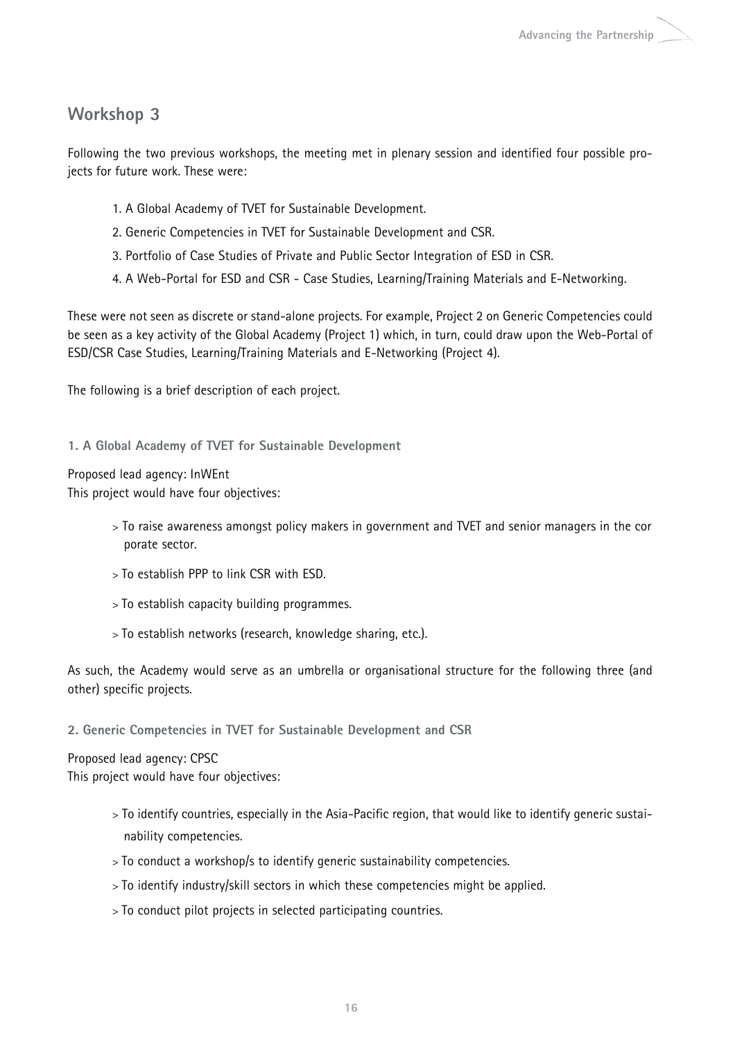## Workshop 3

Following the two previous workshops, the meeting met in plenary session and identified four possible projects for future work. These were:

1. A Global Academy of TVET for Sustainable Development.
2. Generic Competencies in TVET for Sustainable Development and CSR.
3. Portfolio of Case Studies of Private and Public Sector Integration of ESD in CSR.
4. A Web-Portal for ESD and CSR - Case Studies, Learning/Training Materials and E-Networking.

These were not seen as discrete or stand-alone projects. For example, Project 2 on Generic Competencies could be seen as a key activity of the Global Academy (Project 1) which, in turn, could draw upon the Web-Portal of ESD/CSR Case Studies, Learning/Training Materials and E-Networking (Project 4).

The following is a brief description of each project.

### 1. A Global Academy of TVET for Sustainable Development

Proposed lead agency: InWEnt
This project would have four objectives:

> To raise awareness amongst policy makers in government and TVET and senior managers in the corporate sector.

> To establish PPP to link CSR with ESD.

> To establish capacity building programmes.

> To establish networks (research, knowledge sharing, etc.).

As such, the Academy would serve as an umbrella or organisational structure for the following three (and other) specific projects.

### 2. Generic Competencies in TVET for Sustainable Development and CSR

Proposed lead agency: CPSC
This project would have four objectives:

> To identify countries, especially in the Asia-Pacific region, that would like to identify generic sustainability competencies.

> To conduct a workshop/s to identify generic sustainability competencies.

> To identify industry/skill sectors in which these competencies might be applied.

> To conduct pilot projects in selected participating countries.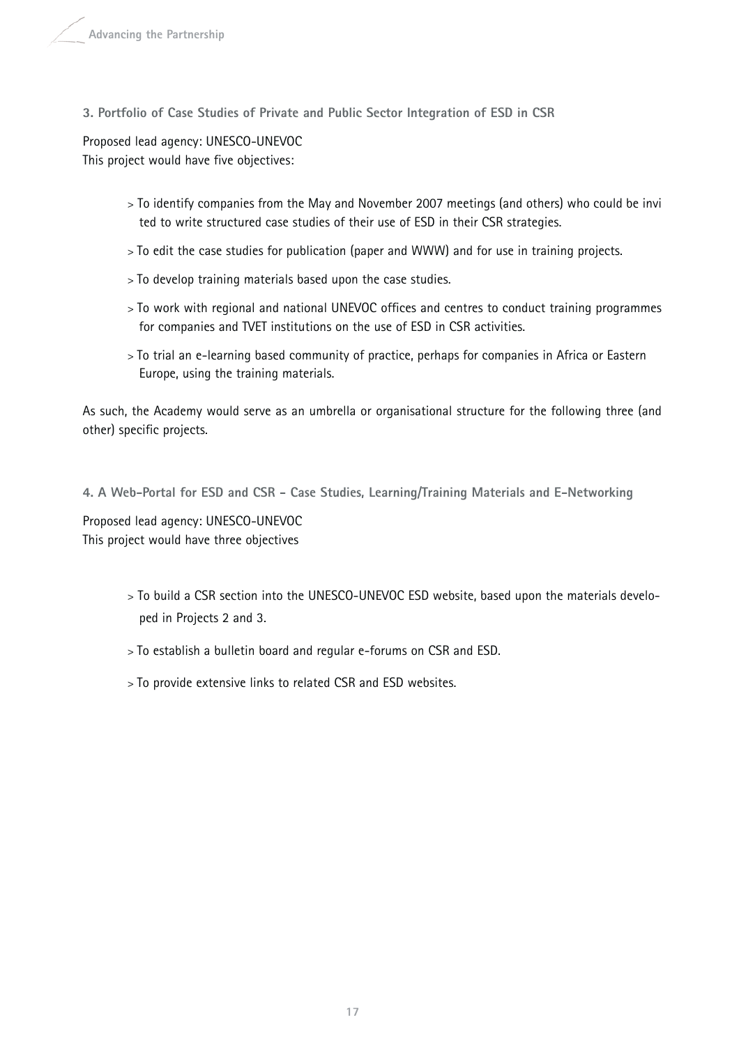### 3. Portfolio of Case Studies of Private and Public Sector Integration of ESD in CSR

Proposed lead agency: UNESCO-UNEVOC
This project would have five objectives:

- To identify companies from the May and November 2007 meetings (and others) who could be invited to write structured case studies of their use of ESD in their CSR strategies.
- To edit the case studies for publication (paper and WWW) and for use in training projects.
- To develop training materials based upon the case studies.
- To work with regional and national UNEVOC offices and centres to conduct training programmes for companies and TVET institutions on the use of ESD in CSR activities.
- To trial an e-learning based community of practice, perhaps for companies in Africa or Eastern Europe, using the training materials.

As such, the Academy would serve as an umbrella or organisational structure for the following three (and other) specific projects.

### 4. A Web-Portal for ESD and CSR - Case Studies, Learning/Training Materials and E-Networking

Proposed lead agency: UNESCO-UNEVOC
This project would have three objectives

- To build a CSR section into the UNESCO-UNEVOC ESD website, based upon the materials developed in Projects 2 and 3.
- To establish a bulletin board and regular e-forums on CSR and ESD.
- To provide extensive links to related CSR and ESD websites.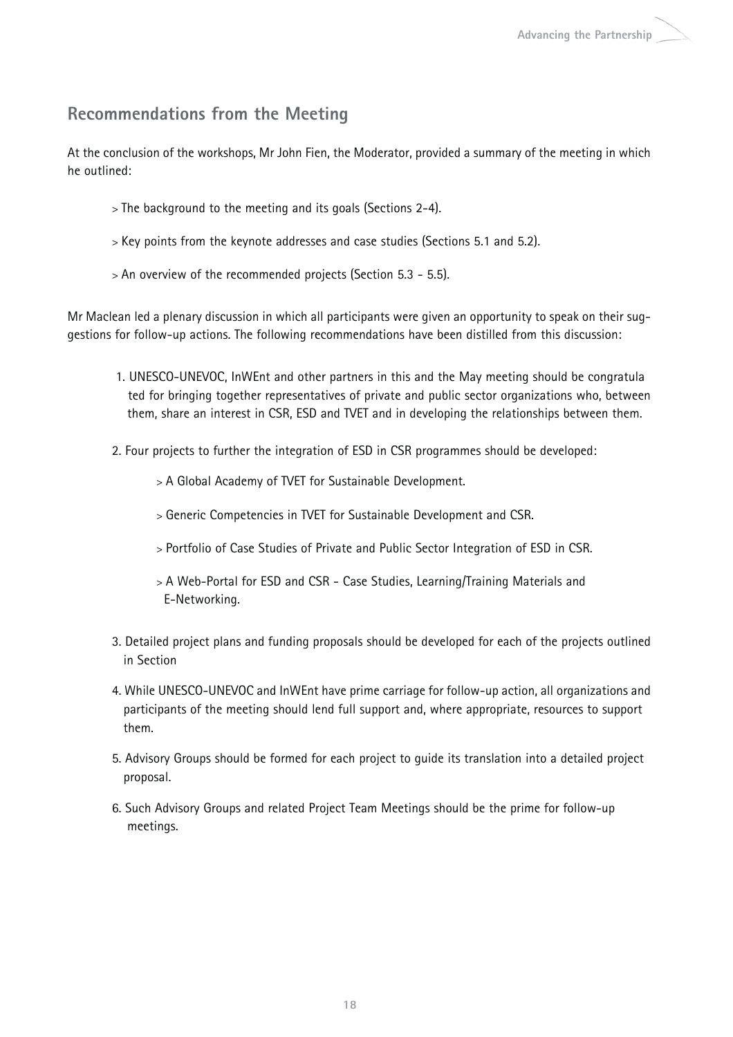## Recommendations from the Meeting

At the conclusion of the workshops, Mr John Fien, the Moderator, provided a summary of the meeting in which he outlined:

> The background to the meeting and its goals (Sections 2-4).

> Key points from the keynote addresses and case studies (Sections 5.1 and 5.2).

> An overview of the recommended projects (Section 5.3 - 5.5).

Mr Maclean led a plenary discussion in which all participants were given an opportunity to speak on their suggestions for follow-up actions. The following recommendations have been distilled from this discussion:

1. UNESCO-UNEVOC, InWEnt and other partners in this and the May meeting should be congratulated for bringing together representatives of private and public sector organizations who, between them, share an interest in CSR, ESD and TVET and in developing the relationships between them.

2. Four projects to further the integration of ESD in CSR programmes should be developed:

   > A Global Academy of TVET for Sustainable Development.

   > Generic Competencies in TVET for Sustainable Development and CSR.

   > Portfolio of Case Studies of Private and Public Sector Integration of ESD in CSR.

   > A Web-Portal for ESD and CSR - Case Studies, Learning/Training Materials and E-Networking.

3. Detailed project plans and funding proposals should be developed for each of the projects outlined in Section

4. While UNESCO-UNEVOC and InWEnt have prime carriage for follow-up action, all organizations and participants of the meeting should lend full support and, where appropriate, resources to support them.

5. Advisory Groups should be formed for each project to guide its translation into a detailed project proposal.

6. Such Advisory Groups and related Project Team Meetings should be the prime for follow-up meetings.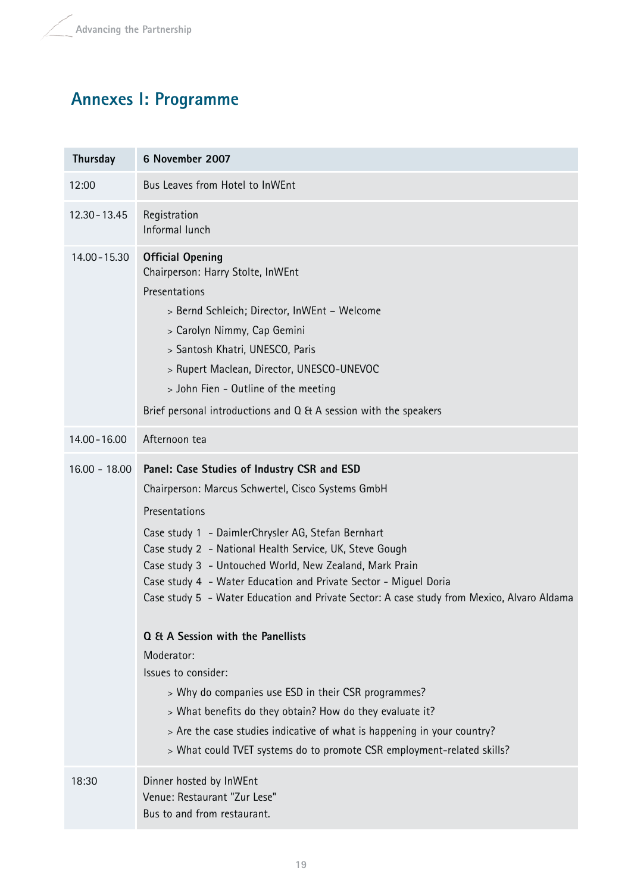# Annexes I: Programme

| Thursday | 6 November 2007 |
|---|---|
| 12:00 | Bus Leaves from Hotel to InWEnt |
| 12.30 - 13.45 | Registration<br>Informal lunch |
| 14.00 - 15.30 | **Official Opening**<br>Chairperson: Harry Stolte, InWEnt<br>Presentations<br>> Bernd Schleich; Director, InWEnt – Welcome<br>> Carolyn Nimmy, Cap Gemini<br>> Santosh Khatri, UNESCO, Paris<br>> Rupert Maclean, Director, UNESCO-UNEVOC<br>> John Fien - Outline of the meeting<br>Brief personal introductions and Q & A session with the speakers |
| 14.00 - 16.00 | Afternoon tea |
| 16.00 - 18.00 | **Panel: Case Studies of Industry CSR and ESD**<br>Chairperson: Marcus Schwertel, Cisco Systems GmbH<br>Presentations<br>Case study 1 - DaimlerChrysler AG, Stefan Bernhart<br>Case study 2 - National Health Service, UK, Steve Gough<br>Case study 3 - Untouched World, New Zealand, Mark Prain<br>Case study 4 - Water Education and Private Sector - Miguel Doria<br>Case study 5 - Water Education and Private Sector: A case study from Mexico, Alvaro Aldama<br><br>**Q & A Session with the Panellists**<br>Moderator:<br>Issues to consider:<br>> Why do companies use ESD in their CSR programmes?<br>> What benefits do they obtain? How do they evaluate it?<br>> Are the case studies indicative of what is happening in your country?<br>> What could TVET systems do to promote CSR employment-related skills? |
| 18:30 | Dinner hosted by InWEnt<br>Venue: Restaurant "Zur Lese"<br>Bus to and from restaurant. |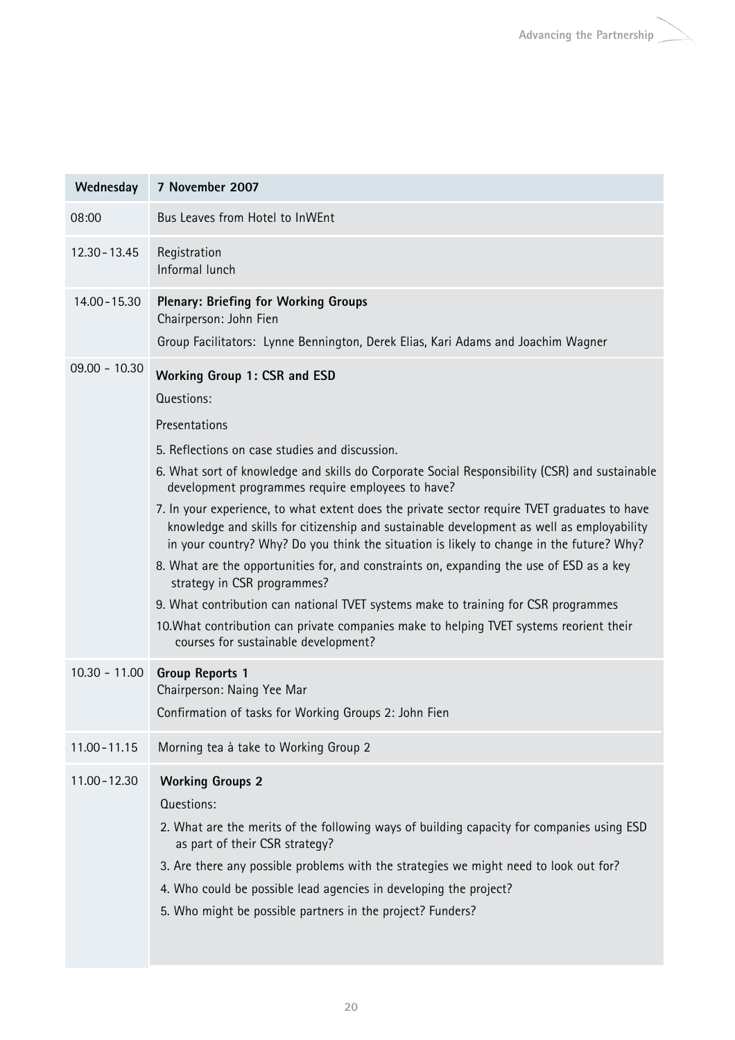| Wednesday | 7 November 2007 |
|---|---|
| 08:00 | Bus Leaves from Hotel to InWEnt |
| 12.30 - 13.45 | Registration<br>Informal lunch |
| 14.00 - 15.30 | **Plenary: Briefing for Working Groups**<br>Chairperson: John Fien<br>Group Facilitators: Lynne Bennington, Derek Elias, Kari Adams and Joachim Wagner |
| 09.00 - 10.30 | **Working Group 1: CSR and ESD**<br>Questions:<br>Presentations<br>5. Reflections on case studies and discussion.<br>6. What sort of knowledge and skills do Corporate Social Responsibility (CSR) and sustainable development programmes require employees to have?<br>7. In your experience, to what extent does the private sector require TVET graduates to have knowledge and skills for citizenship and sustainable development as well as employability in your country? Why? Do you think the situation is likely to change in the future? Why?<br>8. What are the opportunities for, and constraints on, expanding the use of ESD as a key strategy in CSR programmes?<br>9. What contribution can national TVET systems make to training for CSR programmes<br>10.What contribution can private companies make to helping TVET systems reorient their courses for sustainable development? |
| 10.30 - 11.00 | **Group Reports 1**<br>Chairperson: Naing Yee Mar<br>Confirmation of tasks for Working Groups 2: John Fien |
| 11.00 - 11.15 | Morning tea à take to Working Group 2 |
| 11.00 - 12.30 | **Working Groups 2**<br>Questions:<br>2. What are the merits of the following ways of building capacity for companies using ESD as part of their CSR strategy?<br>3. Are there any possible problems with the strategies we might need to look out for?<br>4. Who could be possible lead agencies in developing the project?<br>5. Who might be possible partners in the project? Funders? |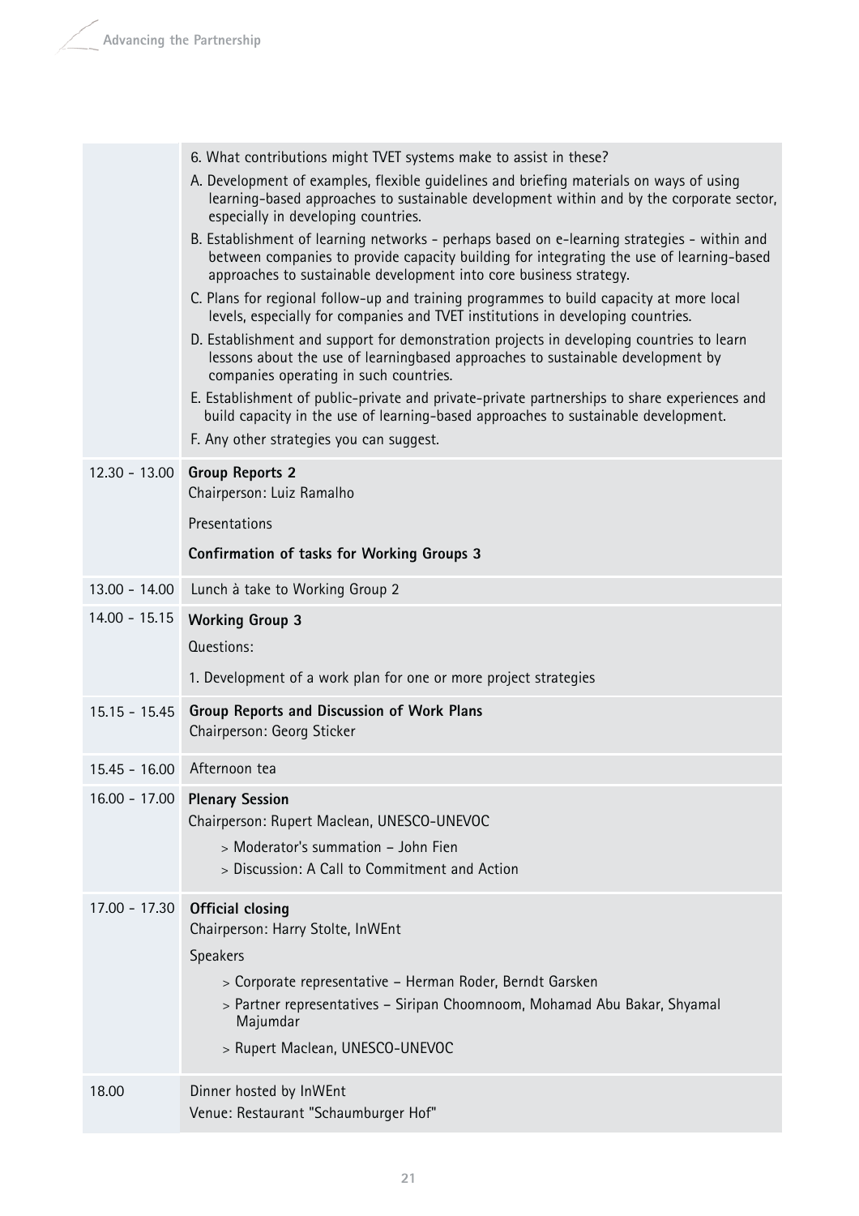| | |
|---|---|
| | 6. What contributions might TVET systems make to assist in these?<br>A. Development of examples, flexible guidelines and briefing materials on ways of using learning-based approaches to sustainable development within and by the corporate sector, especially in developing countries.<br>B. Establishment of learning networks - perhaps based on e-learning strategies - within and between companies to provide capacity building for integrating the use of learning-based approaches to sustainable development into core business strategy.<br>C. Plans for regional follow-up and training programmes to build capacity at more local levels, especially for companies and TVET institutions in developing countries.<br>D. Establishment and support for demonstration projects in developing countries to learn lessons about the use of learningbased approaches to sustainable development by companies operating in such countries.<br>E. Establishment of public-private and private-private partnerships to share experiences and build capacity in the use of learning-based approaches to sustainable development.<br>F. Any other strategies you can suggest. |
| 12.30 - 13.00 | **Group Reports 2**<br>Chairperson: Luiz Ramalho<br>Presentations<br>**Confirmation of tasks for Working Groups 3** |
| 13.00 - 14.00 | Lunch à take to Working Group 2 |
| 14.00 - 15.15 | **Working Group 3**<br>Questions:<br>1. Development of a work plan for one or more project strategies |
| 15.15 - 15.45 | **Group Reports and Discussion of Work Plans**<br>Chairperson: Georg Sticker |
| 15.45 - 16.00 | Afternoon tea |
| 16.00 - 17.00 | **Plenary Session**<br>Chairperson: Rupert Maclean, UNESCO-UNEVOC<br>> Moderator's summation – John Fien<br>> Discussion: A Call to Commitment and Action |
| 17.00 - 17.30 | **Official closing**<br>Chairperson: Harry Stolte, InWEnt<br>Speakers<br>> Corporate representative – Herman Roder, Berndt Garsken<br>> Partner representatives – Siripan Choomnoom, Mohamad Abu Bakar, Shyamal Majumdar<br>> Rupert Maclean, UNESCO-UNEVOC |
| 18.00 | Dinner hosted by InWEnt<br>Venue: Restaurant "Schaumburger Hof" |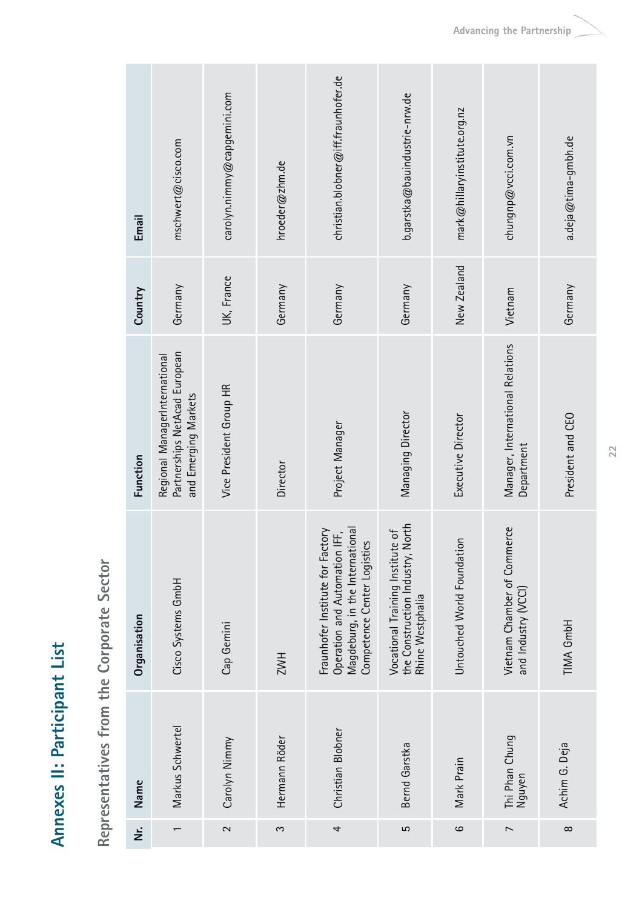# Annexes II: Participant List

## Representatives from the Corporate Sector

| Nr. | Name | Organisation | Function | Country | Email |
|---|---|---|---|---|---|
| 1 | Markus Schwertel | Cisco Systems GmbH | Regional ManagerInternational Partnerships NetAcad European and Emerging Markets | Germany | mschwert@cisco.com |
| 2 | Carolyn Nimmy | Cap Gemini | Vice President Group HR | UK, France | carolyn.nimmy@capgemini.com |
| 3 | Hermann Röder | ZWH | Director | Germany | hroeder@zhm.de |
| 4 | Christian Blobner | Fraunhofer Institute for Factory Operation and Automation IFF, Magdeburg, in the International Competence Center Logistics | Project Manager | Germany | christian.blobner@iff.fraunhofer.de |
| 5 | Bernd Garstka | Vocational Training Institute of the Construction Industry, North Rhine Westphalia | Managing Director | Germany | b.garstka@bauindustrie-nrw.de |
| 6 | Mark Prain | Untouched World Foundation | Executive Director | New Zealand | mark@hillaryinstitute.org.nz |
| 7 | Thi Phan Chung Nguyen | Vietnam Chamber of Commerce and Industry (VCCI) | Manager, International Relations Department | Vietnam | chungnp@vcci.com.vn |
| 8 | Achim G. Deja | TIMA GmbH | President and CEO | Germany | a.deja@tima-gmbh.de |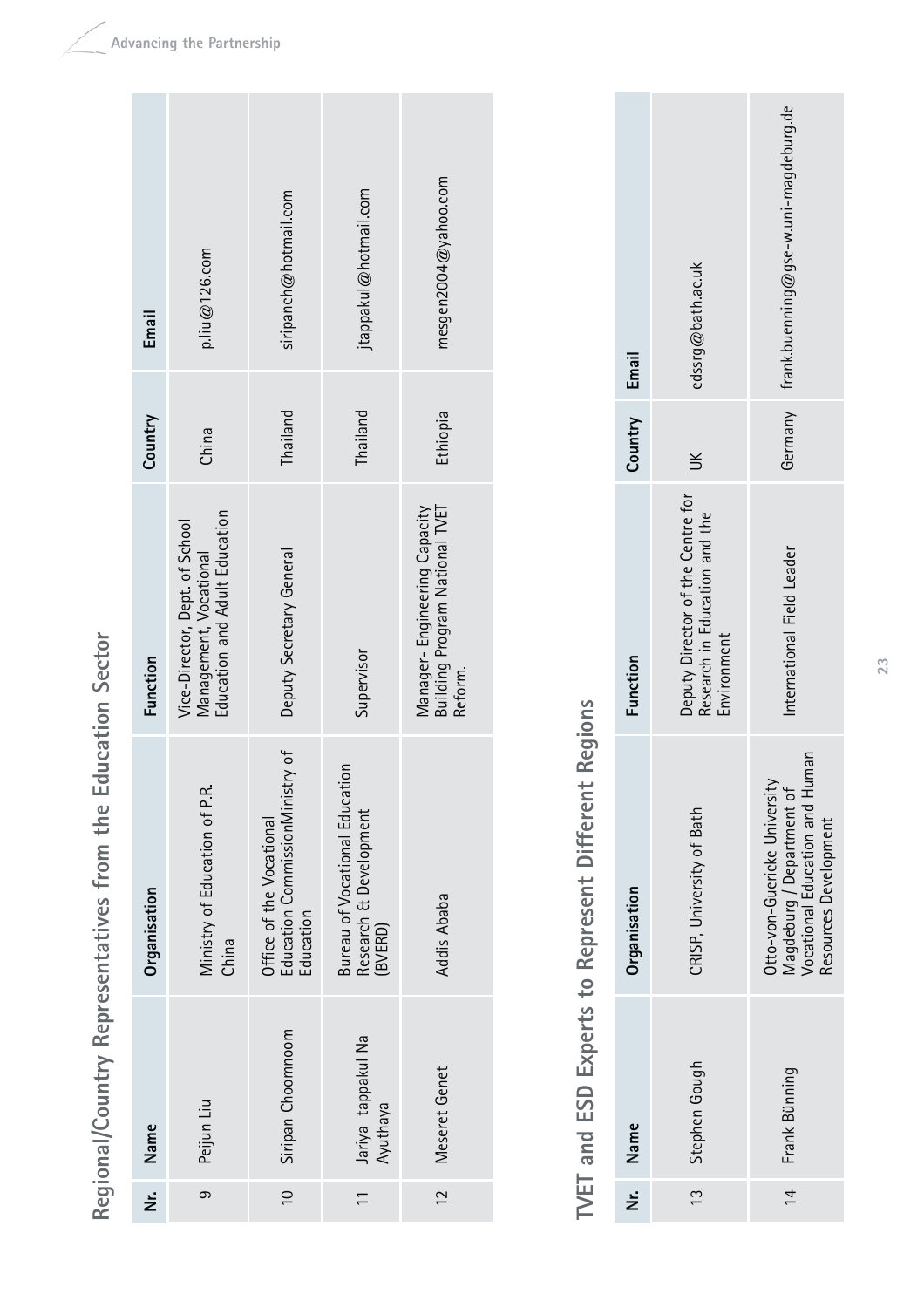## Regional/Country Representatives from the Education Sector

| Nr. | Name | Organisation | Function | Country | Email |
|---|---|---|---|---|---|
| 9 | Peijun Liu | Ministry of Education of P.R. China | Vice-Director, Dept. of School Management, Vocational Education and Adult Education | China | p.liu@126.com |
| 10 | Siripan Choomnoom | Office of the Vocational Education CommissionMinistry of Education | Deputy Secretary General | Thailand | siripanch@hotmail.com |
| 11 | Jariya tappakul Na Ayuthaya | Bureau of Vocational Education Research & Development (BVERD) | Supervisor | Thailand | jtappakul@hotmail.com |
| 12 | Meseret Genet | Addis Ababa | Manager- Engineering Capacity Building Program National TVET Reform. | Ethiopia | mesgen2004@yahoo.com |

## TVET and ESD Experts to Represent Different Regions

| Nr. | Name | Organisation | Function | Country | Email |
|---|---|---|---|---|---|
| 13 | Stephen Gough | CRISP, University of Bath | Deputy Director of the Centre for Research in Education and the Environment | UK | edssrg@bath.ac.uk |
| 14 | Frank Bünning | Otto-von-Guericke University Magdeburg / Department of Vocational Education and Human Resources Development | International Field Leader | Germany | frank.buenning@gse-w.uni-magdeburg.de |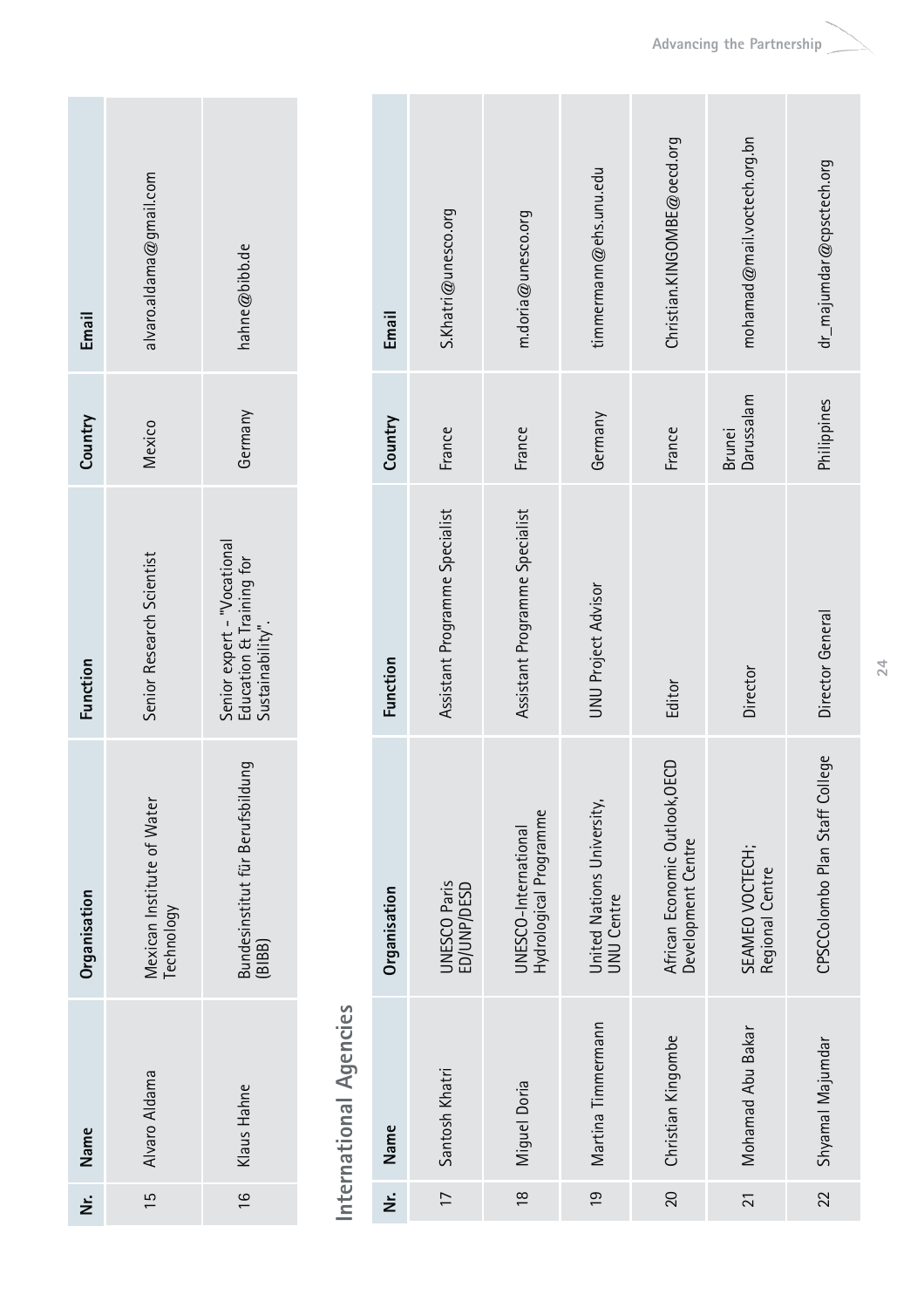| Nr. | Name | Organisation | Function | Country | Email |
|---|---|---|---|---|---|
| 15 | Alvaro Aldama | Mexican Institute of Water Technology | Senior Research Scientist | Mexico | alvaro.aldama@gmail.com |
| 16 | Klaus Hahne | Bundesinstitut für Berufsbildung (BIBB) | Senior expert – "Vocational Education & Training for Sustainability". | Germany | hahne@bibb.de |

## International Agencies

| Nr. | Name | Organisation | Function | Country | Email |
|---|---|---|---|---|---|
| 17 | Santosh Khatri | UNESCO Paris ED/UNP/DESD | Assistant Programme Specialist | France | S.Khatri@unesco.org |
| 18 | Miguel Doria | UNESCO-International Hydrological Programme | Assistant Programme Specialist | France | m.doria@unesco.org |
| 19 | Martina Timmermann | United Nations University, UNU Centre | UNU Project Advisor | Germany | timmermann@ehs.unu.edu |
| 20 | Christian Kingombe | African Economic Outlook,OECD Development Centre | Editor | France | Christian.KINGOMBE@oecd.org |
| 21 | Mohamad Abu Bakar | SEAMEO VOCTECH; Regional Centre | Director | Brunei Darussalam | mohamad@mail.voctech.org.bn |
| 22 | Shyamal Majumdar | CPSCColombo Plan Staff College | Director General | Philippines | dr_majumdar@cpsctech.org |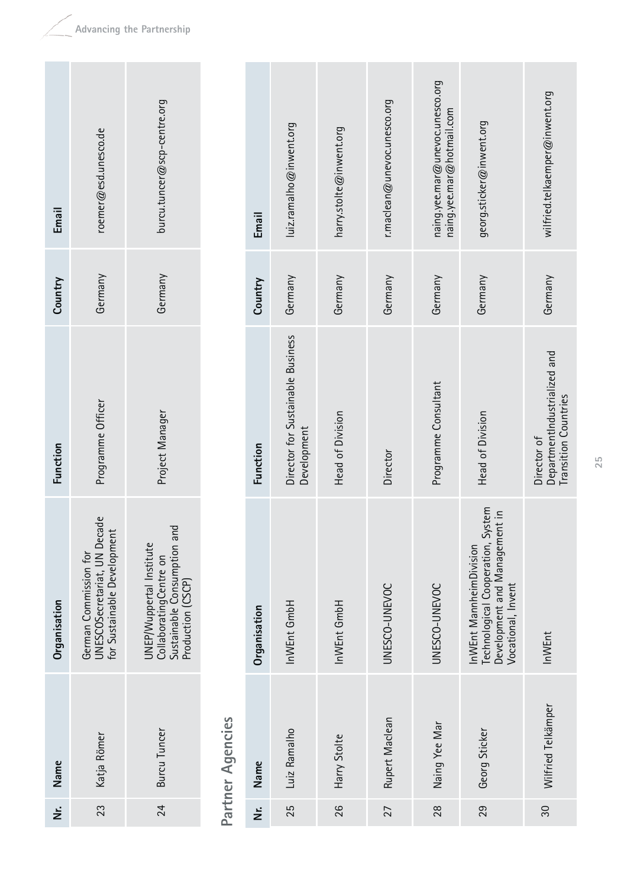| Nr. | Name | Organisation | Function | Country | Email |
|---|---|---|---|---|---|
| 23 | Katja Römer | German Commission for UNESCOSecretariat, UN Decade for Sustainable Development | Programme Officer | Germany | roemer@esd.unesco.de |
| 24 | Burcu Tuncer | UNEP/Wuppertal Institute CollaboratingCentre on Sustainable Consumption and Production (CSCP) | Project Manager | Germany | burcu.tuncer@scp-centre.org |

## Partner Agencies

| Nr. | Name | Organisation | Function | Country | Email |
|---|---|---|---|---|---|
| 25 | Luiz Ramalho | InWEnt GmbH | Director for Sustainable Business Development | Germany | luiz.ramalho@inwent.org |
| 26 | Harry Stolte | InWEnt GmbH | Head of Division | Germany | harry.stolte@inwent.org |
| 27 | Rupert Maclean | UNESCO-UNEVOC | Director | Germany | r.maclean@unevoc.unesco.org |
| 28 | Naing Yee Mar | UNESCO-UNEVOC | Programme Consultant | Germany | naing.yee.mar@unevoc.unesco.org naing.yee.mar@hotmail.com |
| 29 | Georg Sticker | InWEnt MannheimDivision Technological Cooperation, System Development and Management in Vocational, Invent | Head of Division | Germany | georg.sticker@inwent.org |
| 30 | Wilfried Telkämper | InWEnt | Director of DepartmentIndustrialized and Transition Countries | Germany | wilfried.telkaemper@inwent.org |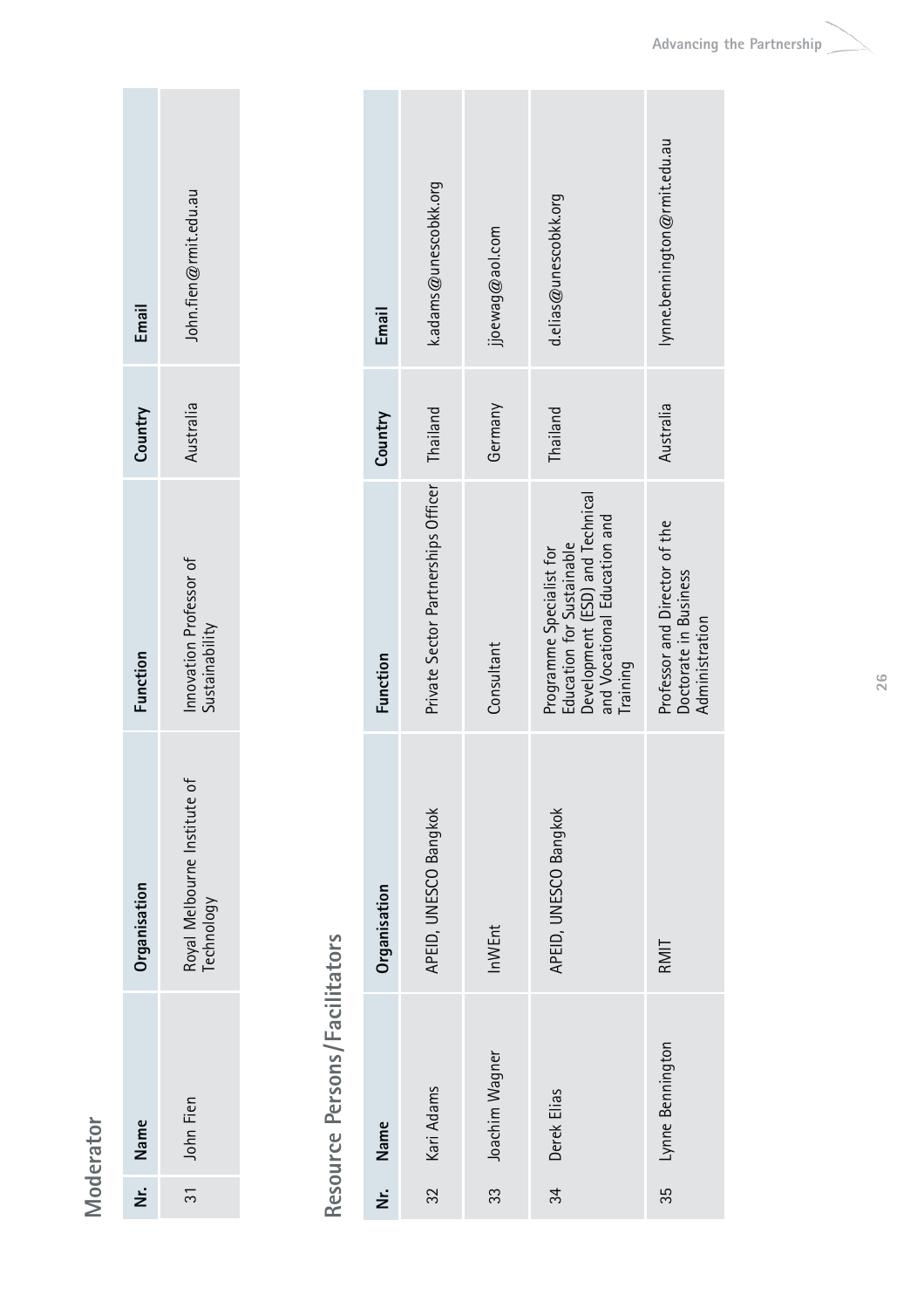## Moderator

| Nr. | Name | Organisation | Function | Country | Email |
|---|---|---|---|---|---|
| 31 | John Fien | Royal Melbourne Institute of Technology | Innovation Professor of Sustainability | Australia | John.fien@rmit.edu.au |

## Resource Persons/Facilitators

| Nr. | Name | Organisation | Function | Country | Email |
|---|---|---|---|---|---|
| 32 | Kari Adams | APEID, UNESCO Bangkok | Private Sector Partnerships Officer | Thailand | k.adams@unescobkk.org |
| 33 | Joachim Wagner | InWEnt | Consultant | Germany | jjoewag@aol.com |
| 34 | Derek Elias | APEID, UNESCO Bangkok | Programme Specialist for Education for Sustainable Development (ESD) and Technical and Vocational Education and Training | Thailand | d.elias@unescobkk.org |
| 35 | Lynne Bennington | RMIT | Professor and Director of the Doctorate in Business Administration | Australia | lynne.bennington@rmit.edu.au |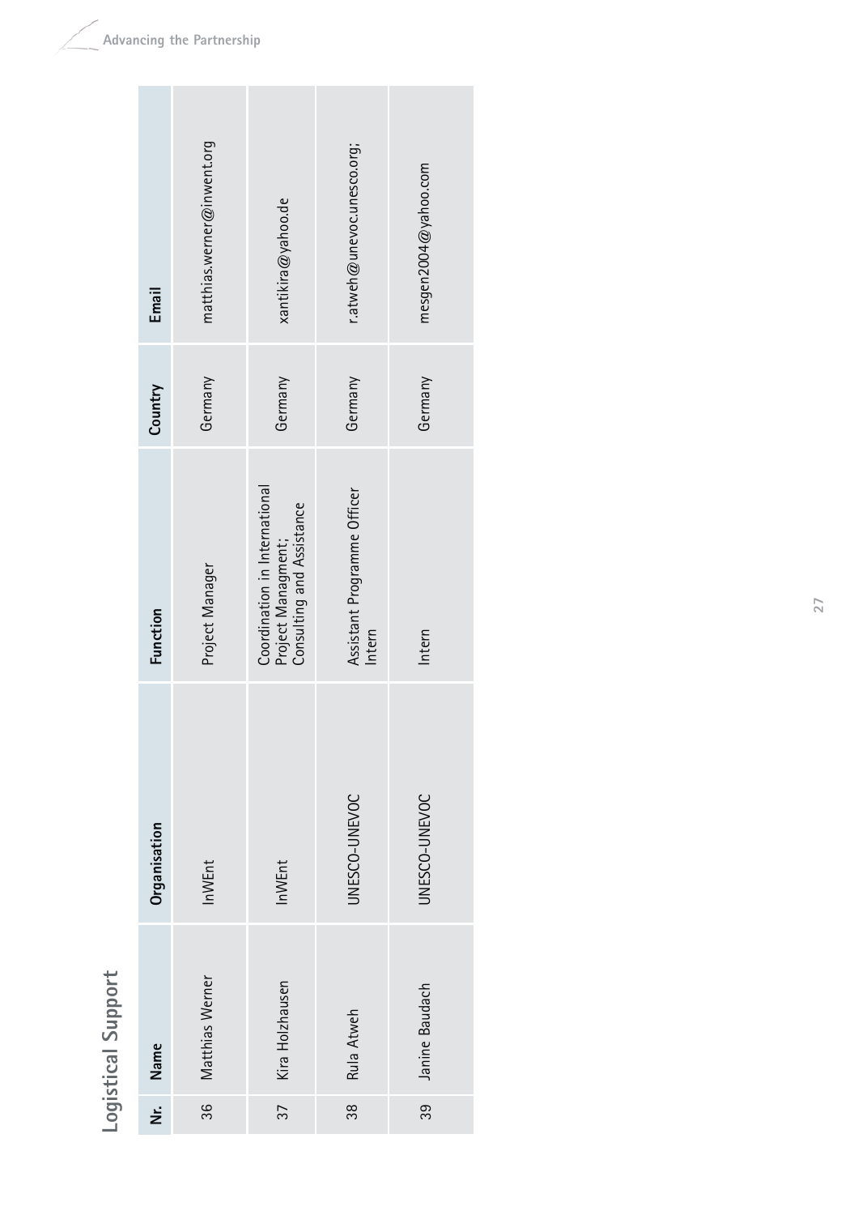# Logistical Support

| Nr. | Name | Organisation | Function | Country | Email |
|---|---|---|---|---|---|
| 36 | Matthias Werner | InWEnt | Project Manager | Germany | matthias.werner@inwent.org |
| 37 | Kira Holzhausen | InWEnt | Coordination in International Project Managment; Consulting and Assistance | Germany | xantikira@yahoo.de |
| 38 | Rula Atweh | UNESCO-UNEVOC | Assistant Programme Officer Intern | Germany | r.atweh@unevoc.unesco.org; |
| 39 | Janine Baudach | UNESCO-UNEVOC | Intern | Germany | mesgen2004@yahoo.com |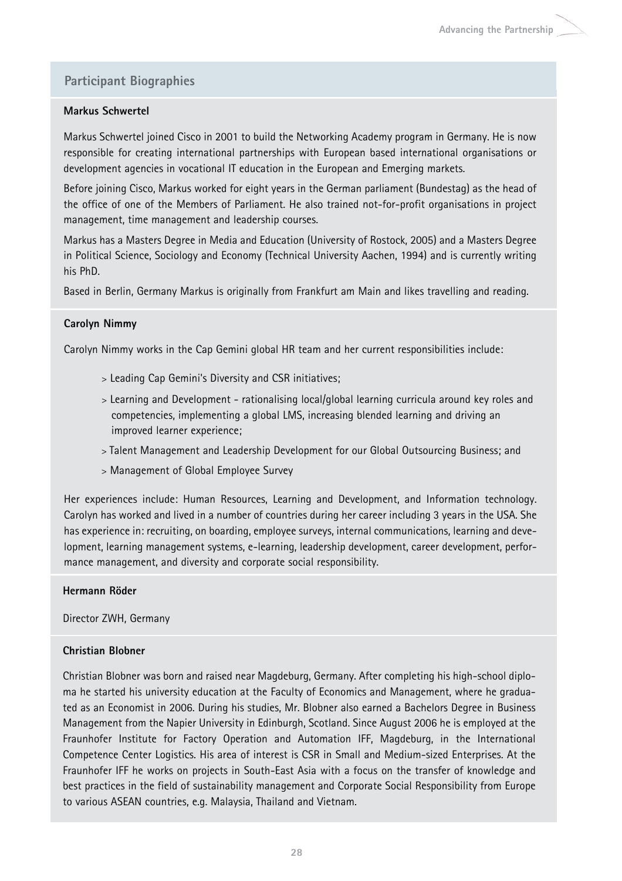## Participant Biographies

### Markus Schwertel

Markus Schwertel joined Cisco in 2001 to build the Networking Academy program in Germany. He is now responsible for creating international partnerships with European based international organisations or development agencies in vocational IT education in the European and Emerging markets.

Before joining Cisco, Markus worked for eight years in the German parliament (Bundestag) as the head of the office of one of the Members of Parliament. He also trained not-for-profit organisations in project management, time management and leadership courses.

Markus has a Masters Degree in Media and Education (University of Rostock, 2005) and a Masters Degree in Political Science, Sociology and Economy (Technical University Aachen, 1994) and is currently writing his PhD.

Based in Berlin, Germany Markus is originally from Frankfurt am Main and likes travelling and reading.

### Carolyn Nimmy

Carolyn Nimmy works in the Cap Gemini global HR team and her current responsibilities include:

> Leading Cap Gemini's Diversity and CSR initiatives;
> Learning and Development - rationalising local/global learning curricula around key roles and competencies, implementing a global LMS, increasing blended learning and driving an improved learner experience;
> Talent Management and Leadership Development for our Global Outsourcing Business; and
> Management of Global Employee Survey

Her experiences include: Human Resources, Learning and Development, and Information technology. Carolyn has worked and lived in a number of countries during her career including 3 years in the USA. She has experience in: recruiting, on boarding, employee surveys, internal communications, learning and development, learning management systems, e-learning, leadership development, career development, performance management, and diversity and corporate social responsibility.

### Hermann Röder

Director ZWH, Germany

### Christian Blobner

Christian Blobner was born and raised near Magdeburg, Germany. After completing his high-school diploma he started his university education at the Faculty of Economics and Management, where he graduated as an Economist in 2006. During his studies, Mr. Blobner also earned a Bachelors Degree in Business Management from the Napier University in Edinburgh, Scotland. Since August 2006 he is employed at the Fraunhofer Institute for Factory Operation and Automation IFF, Magdeburg, in the International Competence Center Logistics. His area of interest is CSR in Small and Medium-sized Enterprises. At the Fraunhofer IFF he works on projects in South-East Asia with a focus on the transfer of knowledge and best practices in the field of sustainability management and Corporate Social Responsibility from Europe to various ASEAN countries, e.g. Malaysia, Thailand and Vietnam.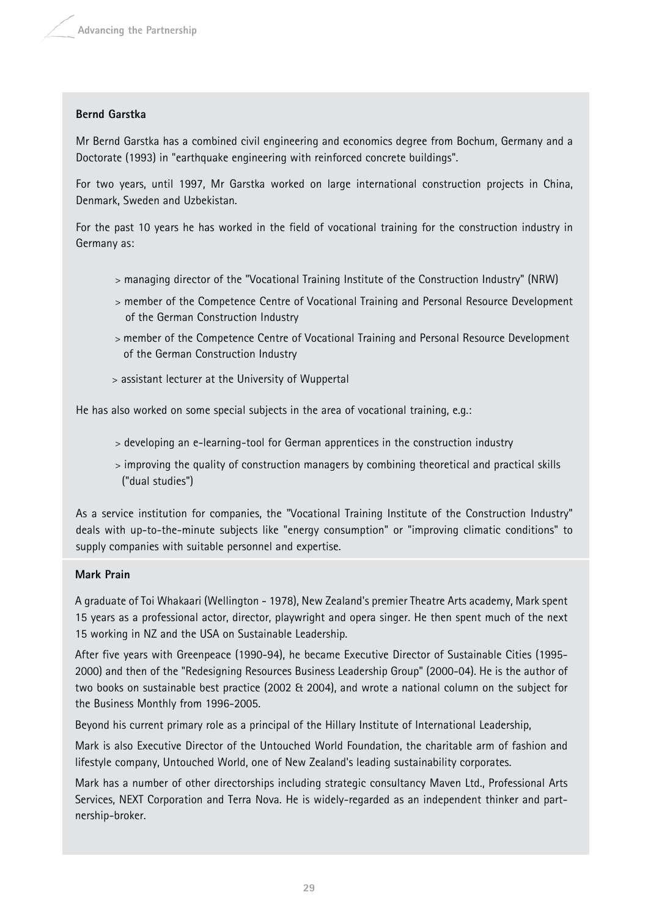**Bernd Garstka**

Mr Bernd Garstka has a combined civil engineering and economics degree from Bochum, Germany and a Doctorate (1993) in "earthquake engineering with reinforced concrete buildings".

For two years, until 1997, Mr Garstka worked on large international construction projects in China, Denmark, Sweden and Uzbekistan.

For the past 10 years he has worked in the field of vocational training for the construction industry in Germany as:

> managing director of the "Vocational Training Institute of the Construction Industry" (NRW)

> member of the Competence Centre of Vocational Training and Personal Resource Development of the German Construction Industry

> member of the Competence Centre of Vocational Training and Personal Resource Development of the German Construction Industry

> assistant lecturer at the University of Wuppertal

He has also worked on some special subjects in the area of vocational training, e.g.:

> developing an e-learning-tool for German apprentices in the construction industry

> improving the quality of construction managers by combining theoretical and practical skills ("dual studies")

As a service institution for companies, the "Vocational Training Institute of the Construction Industry" deals with up-to-the-minute subjects like "energy consumption" or "improving climatic conditions" to supply companies with suitable personnel and expertise.

**Mark Prain**

A graduate of Toi Whakaari (Wellington - 1978), New Zealand's premier Theatre Arts academy, Mark spent 15 years as a professional actor, director, playwright and opera singer. He then spent much of the next 15 working in NZ and the USA on Sustainable Leadership.

After five years with Greenpeace (1990-94), he became Executive Director of Sustainable Cities (1995-2000) and then of the "Redesigning Resources Business Leadership Group" (2000-04). He is the author of two books on sustainable best practice (2002 & 2004), and wrote a national column on the subject for the Business Monthly from 1996-2005.

Beyond his current primary role as a principal of the Hillary Institute of International Leadership,

Mark is also Executive Director of the Untouched World Foundation, the charitable arm of fashion and lifestyle company, Untouched World, one of New Zealand's leading sustainability corporates.

Mark has a number of other directorships including strategic consultancy Maven Ltd., Professional Arts Services, NEXT Corporation and Terra Nova. He is widely-regarded as an independent thinker and partnership-broker.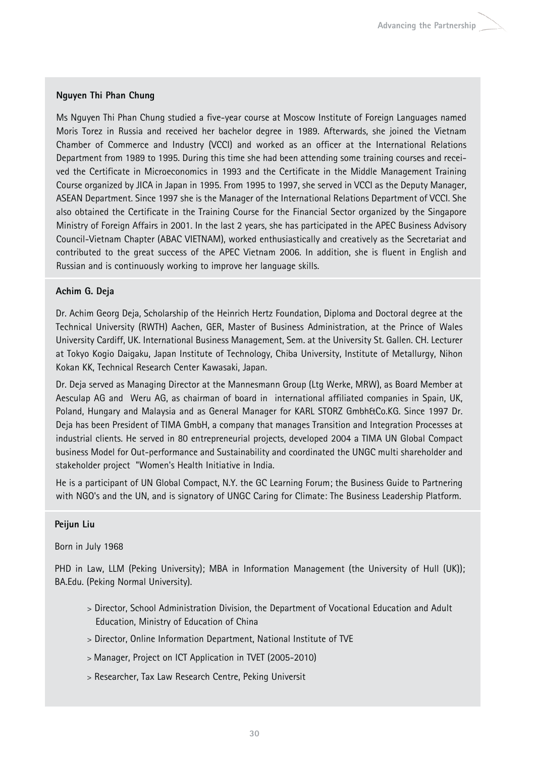**Nguyen Thi Phan Chung**

Ms Nguyen Thi Phan Chung studied a five-year course at Moscow Institute of Foreign Languages named Moris Torez in Russia and received her bachelor degree in 1989. Afterwards, she joined the Vietnam Chamber of Commerce and Industry (VCCI) and worked as an officer at the International Relations Department from 1989 to 1995. During this time she had been attending some training courses and received the Certificate in Microeconomics in 1993 and the Certificate in the Middle Management Training Course organized by JICA in Japan in 1995. From 1995 to 1997, she served in VCCI as the Deputy Manager, ASEAN Department. Since 1997 she is the Manager of the International Relations Department of VCCI. She also obtained the Certificate in the Training Course for the Financial Sector organized by the Singapore Ministry of Foreign Affairs in 2001. In the last 2 years, she has participated in the APEC Business Advisory Council-Vietnam Chapter (ABAC VIETNAM), worked enthusiastically and creatively as the Secretariat and contributed to the great success of the APEC Vietnam 2006. In addition, she is fluent in English and Russian and is continuously working to improve her language skills.

**Achim G. Deja**

Dr. Achim Georg Deja, Scholarship of the Heinrich Hertz Foundation, Diploma and Doctoral degree at the Technical University (RWTH) Aachen, GER, Master of Business Administration, at the Prince of Wales University Cardiff, UK. International Business Management, Sem. at the University St. Gallen. CH. Lecturer at Tokyo Kogio Daigaku, Japan Institute of Technology, Chiba University, Institute of Metallurgy, Nihon Kokan KK, Technical Research Center Kawasaki, Japan.

Dr. Deja served as Managing Director at the Mannesmann Group (Ltg Werke, MRW), as Board Member at Aesculap AG and Weru AG, as chairman of board in international affiliated companies in Spain, UK, Poland, Hungary and Malaysia and as General Manager for KARL STORZ Gmbh&Co.KG. Since 1997 Dr. Deja has been President of TIMA GmbH, a company that manages Transition and Integration Processes at industrial clients. He served in 80 entrepreneurial projects, developed 2004 a TIMA UN Global Compact business Model for Out-performance and Sustainability and coordinated the UNGC multi shareholder and stakeholder project "Women's Health Initiative in India.

He is a participant of UN Global Compact, N.Y. the GC Learning Forum; the Business Guide to Partnering with NGO's and the UN, and is signatory of UNGC Caring for Climate: The Business Leadership Platform.

**Peijun Liu**

Born in July 1968

PHD in Law, LLM (Peking University); MBA in Information Management (the University of Hull (UK)); BA.Edu. (Peking Normal University).

- Director, School Administration Division, the Department of Vocational Education and Adult Education, Ministry of Education of China
- Director, Online Information Department, National Institute of TVE
- Manager, Project on ICT Application in TVET (2005-2010)
- Researcher, Tax Law Research Centre, Peking Universit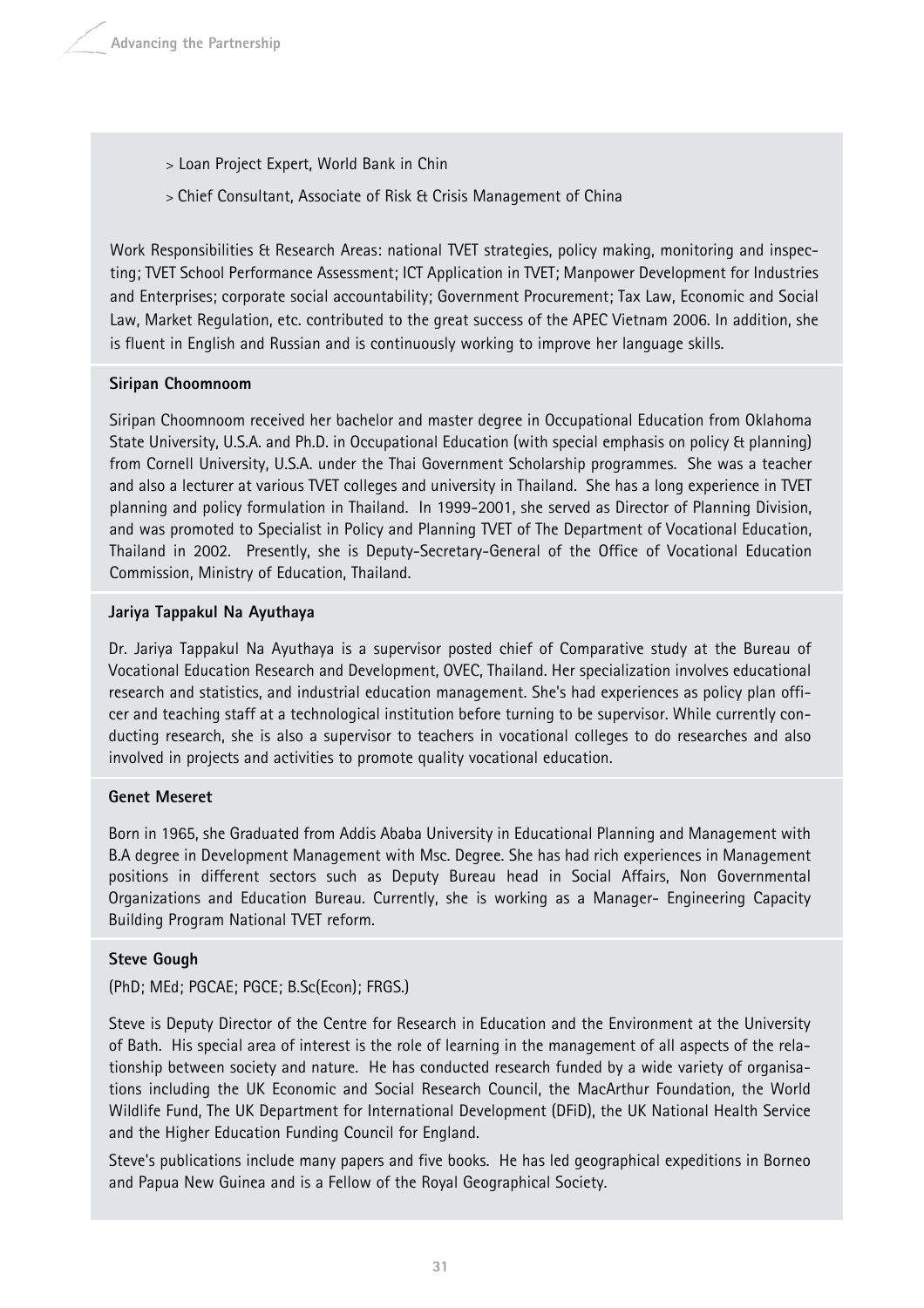> Loan Project Expert, World Bank in Chin

> Chief Consultant, Associate of Risk & Crisis Management of China

Work Responsibilities & Research Areas: national TVET strategies, policy making, monitoring and inspecting; TVET School Performance Assessment; ICT Application in TVET; Manpower Development for Industries and Enterprises; corporate social accountability; Government Procurement; Tax Law, Economic and Social Law, Market Regulation, etc. contributed to the great success of the APEC Vietnam 2006. In addition, she is fluent in English and Russian and is continuously working to improve her language skills.

**Siripan Choomnoom**

Siripan Choomnoom received her bachelor and master degree in Occupational Education from Oklahoma State University, U.S.A. and Ph.D. in Occupational Education (with special emphasis on policy & planning) from Cornell University, U.S.A. under the Thai Government Scholarship programmes. She was a teacher and also a lecturer at various TVET colleges and university in Thailand. She has a long experience in TVET planning and policy formulation in Thailand. In 1999-2001, she served as Director of Planning Division, and was promoted to Specialist in Policy and Planning TVET of The Department of Vocational Education, Thailand in 2002. Presently, she is Deputy-Secretary-General of the Office of Vocational Education Commission, Ministry of Education, Thailand.

**Jariya Tappakul Na Ayuthaya**

Dr. Jariya Tappakul Na Ayuthaya is a supervisor posted chief of Comparative study at the Bureau of Vocational Education Research and Development, OVEC, Thailand. Her specialization involves educational research and statistics, and industrial education management. She's had experiences as policy plan officer and teaching staff at a technological institution before turning to be supervisor. While currently conducting research, she is also a supervisor to teachers in vocational colleges to do researches and also involved in projects and activities to promote quality vocational education.

**Genet Meseret**

Born in 1965, she Graduated from Addis Ababa University in Educational Planning and Management with B.A degree in Development Management with Msc. Degree. She has had rich experiences in Management positions in different sectors such as Deputy Bureau head in Social Affairs, Non Governmental Organizations and Education Bureau. Currently, she is working as a Manager- Engineering Capacity Building Program National TVET reform.

**Steve Gough**

(PhD; MEd; PGCAE; PGCE; B.Sc(Econ); FRGS.)

Steve is Deputy Director of the Centre for Research in Education and the Environment at the University of Bath. His special area of interest is the role of learning in the management of all aspects of the relationship between society and nature. He has conducted research funded by a wide variety of organisations including the UK Economic and Social Research Council, the MacArthur Foundation, the World Wildlife Fund, The UK Department for International Development (DFiD), the UK National Health Service and the Higher Education Funding Council for England.

Steve's publications include many papers and five books. He has led geographical expeditions in Borneo and Papua New Guinea and is a Fellow of the Royal Geographical Society.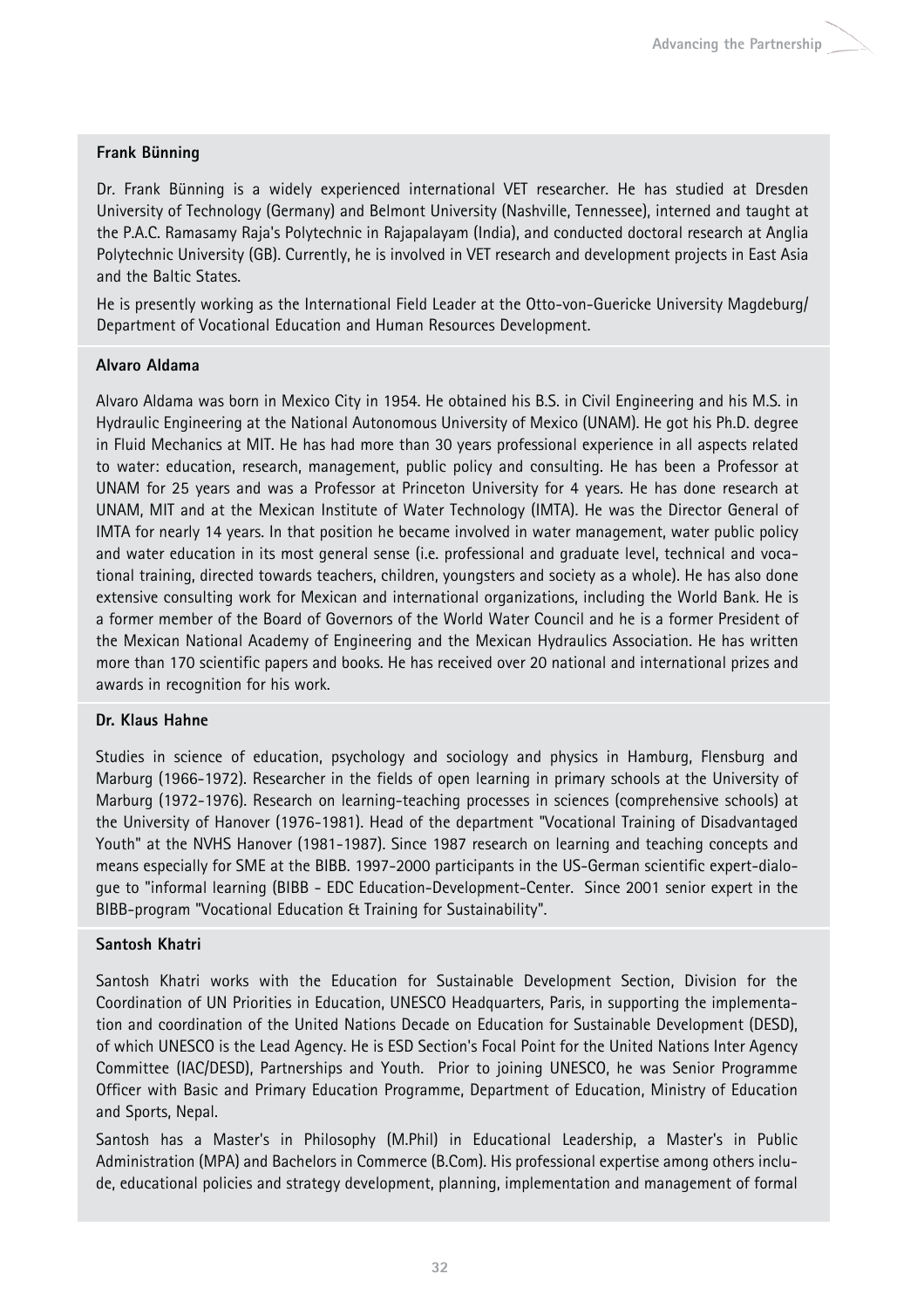**Frank Bünning**

Dr. Frank Bünning is a widely experienced international VET researcher. He has studied at Dresden University of Technology (Germany) and Belmont University (Nashville, Tennessee), interned and taught at the P.A.C. Ramasamy Raja's Polytechnic in Rajapalayam (India), and conducted doctoral research at Anglia Polytechnic University (GB). Currently, he is involved in VET research and development projects in East Asia and the Baltic States.

He is presently working as the International Field Leader at the Otto-von-Guericke University Magdeburg/ Department of Vocational Education and Human Resources Development.

**Alvaro Aldama**

Alvaro Aldama was born in Mexico City in 1954. He obtained his B.S. in Civil Engineering and his M.S. in Hydraulic Engineering at the National Autonomous University of Mexico (UNAM). He got his Ph.D. degree in Fluid Mechanics at MIT. He has had more than 30 years professional experience in all aspects related to water: education, research, management, public policy and consulting. He has been a Professor at UNAM for 25 years and was a Professor at Princeton University for 4 years. He has done research at UNAM, MIT and at the Mexican Institute of Water Technology (IMTA). He was the Director General of IMTA for nearly 14 years. In that position he became involved in water management, water public policy and water education in its most general sense (i.e. professional and graduate level, technical and vocational training, directed towards teachers, children, youngsters and society as a whole). He has also done extensive consulting work for Mexican and international organizations, including the World Bank. He is a former member of the Board of Governors of the World Water Council and he is a former President of the Mexican National Academy of Engineering and the Mexican Hydraulics Association. He has written more than 170 scientific papers and books. He has received over 20 national and international prizes and awards in recognition for his work.

**Dr. Klaus Hahne**

Studies in science of education, psychology and sociology and physics in Hamburg, Flensburg and Marburg (1966-1972). Researcher in the fields of open learning in primary schools at the University of Marburg (1972-1976). Research on learning-teaching processes in sciences (comprehensive schools) at the University of Hanover (1976-1981). Head of the department "Vocational Training of Disadvantaged Youth" at the NVHS Hanover (1981-1987). Since 1987 research on learning and teaching concepts and means especially for SME at the BIBB. 1997-2000 participants in the US-German scientific expert-dialogue to "informal learning (BIBB - EDC Education-Development-Center. Since 2001 senior expert in the BIBB-program "Vocational Education & Training for Sustainability".

**Santosh Khatri**

Santosh Khatri works with the Education for Sustainable Development Section, Division for the Coordination of UN Priorities in Education, UNESCO Headquarters, Paris, in supporting the implementation and coordination of the United Nations Decade on Education for Sustainable Development (DESD), of which UNESCO is the Lead Agency. He is ESD Section's Focal Point for the United Nations Inter Agency Committee (IAC/DESD), Partnerships and Youth. Prior to joining UNESCO, he was Senior Programme Officer with Basic and Primary Education Programme, Department of Education, Ministry of Education and Sports, Nepal.

Santosh has a Master's in Philosophy (M.Phil) in Educational Leadership, a Master's in Public Administration (MPA) and Bachelors in Commerce (B.Com). His professional expertise among others include, educational policies and strategy development, planning, implementation and management of formal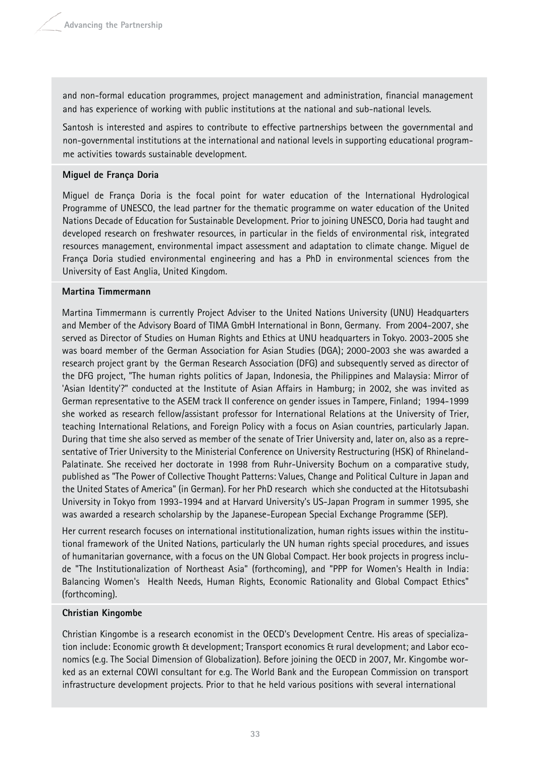and non-formal education programmes, project management and administration, financial management and has experience of working with public institutions at the national and sub-national levels.

Santosh is interested and aspires to contribute to effective partnerships between the governmental and non-governmental institutions at the international and national levels in supporting educational programme activities towards sustainable development.

**Miguel de França Doria**

Miguel de França Doria is the focal point for water education of the International Hydrological Programme of UNESCO, the lead partner for the thematic programme on water education of the United Nations Decade of Education for Sustainable Development. Prior to joining UNESCO, Doria had taught and developed research on freshwater resources, in particular in the fields of environmental risk, integrated resources management, environmental impact assessment and adaptation to climate change. Miguel de França Doria studied environmental engineering and has a PhD in environmental sciences from the University of East Anglia, United Kingdom.

**Martina Timmermann**

Martina Timmermann is currently Project Adviser to the United Nations University (UNU) Headquarters and Member of the Advisory Board of TIMA GmbH International in Bonn, Germany. From 2004-2007, she served as Director of Studies on Human Rights and Ethics at UNU headquarters in Tokyo. 2003-2005 she was board member of the German Association for Asian Studies (DGA); 2000-2003 she was awarded a research project grant by the German Research Association (DFG) and subsequently served as director of the DFG project, "The human rights politics of Japan, Indonesia, the Philippines and Malaysia: Mirror of 'Asian Identity'?" conducted at the Institute of Asian Affairs in Hamburg; in 2002, she was invited as German representative to the ASEM track II conference on gender issues in Tampere, Finland; 1994-1999 she worked as research fellow/assistant professor for International Relations at the University of Trier, teaching International Relations, and Foreign Policy with a focus on Asian countries, particularly Japan. During that time she also served as member of the senate of Trier University and, later on, also as a representative of Trier University to the Ministerial Conference on University Restructuring (HSK) of Rhineland-Palatinate. She received her doctorate in 1998 from Ruhr-University Bochum on a comparative study, published as "The Power of Collective Thought Patterns: Values, Change and Political Culture in Japan and the United States of America" (in German). For her PhD research which she conducted at the Hitotsubashi University in Tokyo from 1993-1994 and at Harvard University's US-Japan Program in summer 1995, she was awarded a research scholarship by the Japanese-European Special Exchange Programme (SEP).

Her current research focuses on international institutionalization, human rights issues within the institutional framework of the United Nations, particularly the UN human rights special procedures, and issues of humanitarian governance, with a focus on the UN Global Compact. Her book projects in progress include "The Institutionalization of Northeast Asia" (forthcoming), and "PPP for Women's Health in India: Balancing Women's Health Needs, Human Rights, Economic Rationality and Global Compact Ethics" (forthcoming).

**Christian Kingombe**

Christian Kingombe is a research economist in the OECD's Development Centre. His areas of specialization include: Economic growth & development; Transport economics & rural development; and Labor economics (e.g. The Social Dimension of Globalization). Before joining the OECD in 2007, Mr. Kingombe worked as an external COWI consultant for e.g. The World Bank and the European Commission on transport infrastructure development projects. Prior to that he held various positions with several international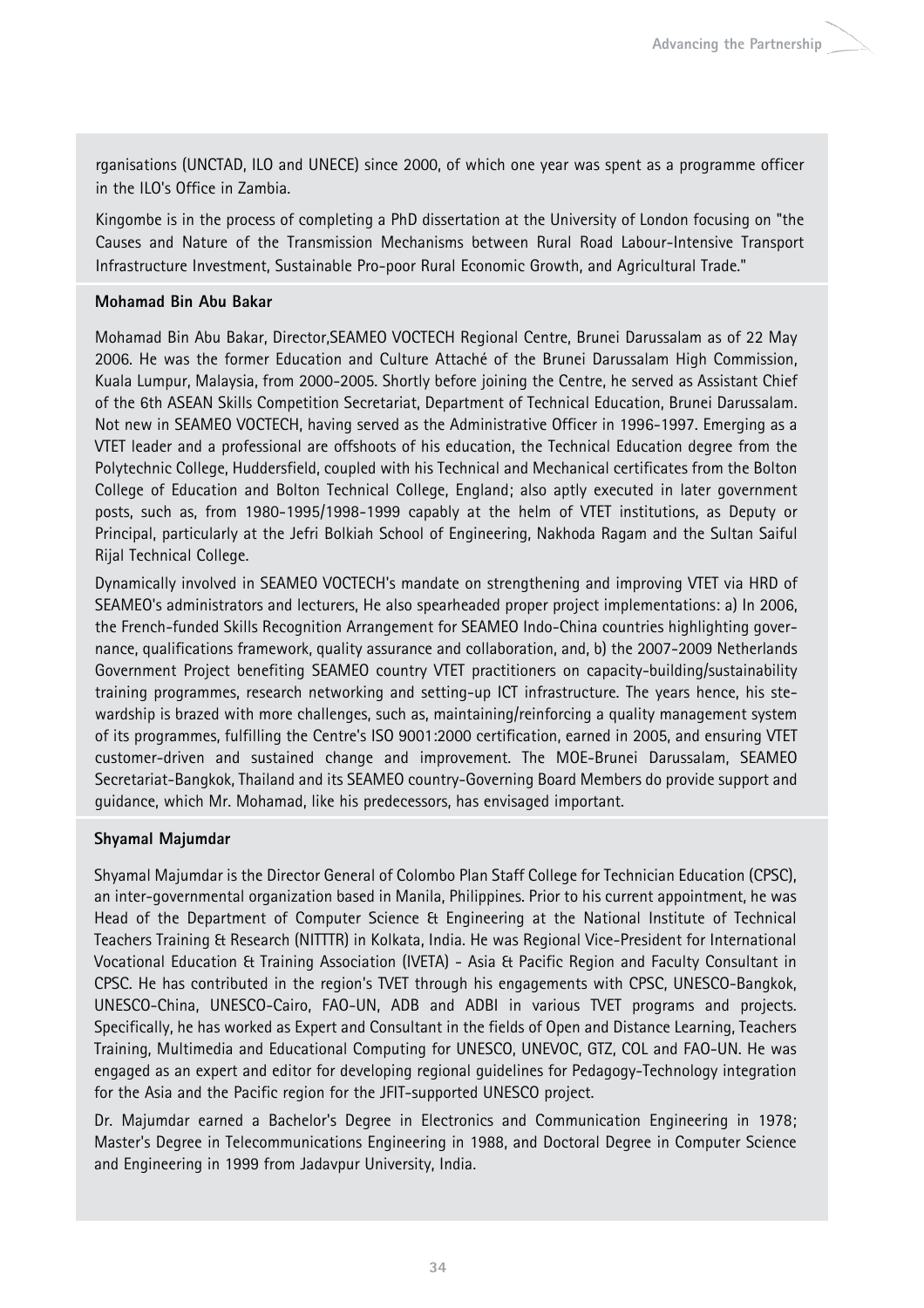rganisations (UNCTAD, ILO and UNECE) since 2000, of which one year was spent as a programme officer in the ILO's Office in Zambia.

Kingombe is in the process of completing a PhD dissertation at the University of London focusing on "the Causes and Nature of the Transmission Mechanisms between Rural Road Labour-Intensive Transport Infrastructure Investment, Sustainable Pro-poor Rural Economic Growth, and Agricultural Trade."

**Mohamad Bin Abu Bakar**

Mohamad Bin Abu Bakar, Director,SEAMEO VOCTECH Regional Centre, Brunei Darussalam as of 22 May 2006. He was the former Education and Culture Attaché of the Brunei Darussalam High Commission, Kuala Lumpur, Malaysia, from 2000-2005. Shortly before joining the Centre, he served as Assistant Chief of the 6th ASEAN Skills Competition Secretariat, Department of Technical Education, Brunei Darussalam. Not new in SEAMEO VOCTECH, having served as the Administrative Officer in 1996-1997. Emerging as a VTET leader and a professional are offshoots of his education, the Technical Education degree from the Polytechnic College, Huddersfield, coupled with his Technical and Mechanical certificates from the Bolton College of Education and Bolton Technical College, England; also aptly executed in later government posts, such as, from 1980-1995/1998-1999 capably at the helm of VTET institutions, as Deputy or Principal, particularly at the Jefri Bolkiah School of Engineering, Nakhoda Ragam and the Sultan Saiful Rijal Technical College.

Dynamically involved in SEAMEO VOCTECH's mandate on strengthening and improving VTET via HRD of SEAMEO's administrators and lecturers, He also spearheaded proper project implementations: a) In 2006, the French-funded Skills Recognition Arrangement for SEAMEO Indo-China countries highlighting governance, qualifications framework, quality assurance and collaboration, and, b) the 2007-2009 Netherlands Government Project benefiting SEAMEO country VTET practitioners on capacity-building/sustainability training programmes, research networking and setting-up ICT infrastructure. The years hence, his stewardship is brazed with more challenges, such as, maintaining/reinforcing a quality management system of its programmes, fulfilling the Centre's ISO 9001:2000 certification, earned in 2005, and ensuring VTET customer-driven and sustained change and improvement. The MOE-Brunei Darussalam, SEAMEO Secretariat-Bangkok, Thailand and its SEAMEO country-Governing Board Members do provide support and guidance, which Mr. Mohamad, like his predecessors, has envisaged important.

**Shyamal Majumdar**

Shyamal Majumdar is the Director General of Colombo Plan Staff College for Technician Education (CPSC), an inter-governmental organization based in Manila, Philippines. Prior to his current appointment, he was Head of the Department of Computer Science & Engineering at the National Institute of Technical Teachers Training & Research (NITTTR) in Kolkata, India. He was Regional Vice-President for International Vocational Education & Training Association (IVETA) - Asia & Pacific Region and Faculty Consultant in CPSC. He has contributed in the region's TVET through his engagements with CPSC, UNESCO-Bangkok, UNESCO-China, UNESCO-Cairo, FAO-UN, ADB and ADBI in various TVET programs and projects. Specifically, he has worked as Expert and Consultant in the fields of Open and Distance Learning, Teachers Training, Multimedia and Educational Computing for UNESCO, UNEVOC, GTZ, COL and FAO-UN. He was engaged as an expert and editor for developing regional guidelines for Pedagogy-Technology integration for the Asia and the Pacific region for the JFIT-supported UNESCO project.

Dr. Majumdar earned a Bachelor's Degree in Electronics and Communication Engineering in 1978; Master's Degree in Telecommunications Engineering in 1988, and Doctoral Degree in Computer Science and Engineering in 1999 from Jadavpur University, India.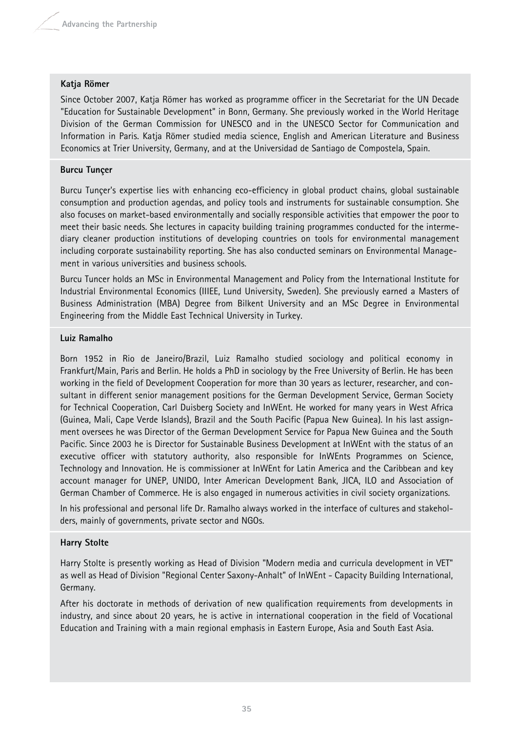**Katja Römer**

Since October 2007, Katja Römer has worked as programme officer in the Secretariat for the UN Decade "Education for Sustainable Development" in Bonn, Germany. She previously worked in the World Heritage Division of the German Commission for UNESCO and in the UNESCO Sector for Communication and Information in Paris. Katja Römer studied media science, English and American Literature and Business Economics at Trier University, Germany, and at the Universidad de Santiago de Compostela, Spain.

**Burcu Tunçer**

Burcu Tunçer's expertise lies with enhancing eco-efficiency in global product chains, global sustainable consumption and production agendas, and policy tools and instruments for sustainable consumption. She also focuses on market-based environmentally and socially responsible activities that empower the poor to meet their basic needs. She lectures in capacity building training programmes conducted for the intermediary cleaner production institutions of developing countries on tools for environmental management including corporate sustainability reporting. She has also conducted seminars on Environmental Management in various universities and business schools.

Burcu Tuncer holds an MSc in Environmental Management and Policy from the International Institute for Industrial Environmental Economics (IIIEE, Lund University, Sweden). She previously earned a Masters of Business Administration (MBA) Degree from Bilkent University and an MSc Degree in Environmental Engineering from the Middle East Technical University in Turkey.

**Luiz Ramalho**

Born 1952 in Rio de Janeiro/Brazil, Luiz Ramalho studied sociology and political economy in Frankfurt/Main, Paris and Berlin. He holds a PhD in sociology by the Free University of Berlin. He has been working in the field of Development Cooperation for more than 30 years as lecturer, researcher, and consultant in different senior management positions for the German Development Service, German Society for Technical Cooperation, Carl Duisberg Society and InWEnt. He worked for many years in West Africa (Guinea, Mali, Cape Verde Islands), Brazil and the South Pacific (Papua New Guinea). In his last assignment oversees he was Director of the German Development Service for Papua New Guinea and the South Pacific. Since 2003 he is Director for Sustainable Business Development at InWEnt with the status of an executive officer with statutory authority, also responsible for InWEnts Programmes on Science, Technology and Innovation. He is commissioner at InWEnt for Latin America and the Caribbean and key account manager for UNEP, UNIDO, Inter American Development Bank, JICA, ILO and Association of German Chamber of Commerce. He is also engaged in numerous activities in civil society organizations.

In his professional and personal life Dr. Ramalho always worked in the interface of cultures and stakeholders, mainly of governments, private sector and NGOs.

**Harry Stolte**

Harry Stolte is presently working as Head of Division "Modern media and curricula development in VET" as well as Head of Division "Regional Center Saxony-Anhalt" of InWEnt - Capacity Building International, Germany.

After his doctorate in methods of derivation of new qualification requirements from developments in industry, and since about 20 years, he is active in international cooperation in the field of Vocational Education and Training with a main regional emphasis in Eastern Europe, Asia and South East Asia.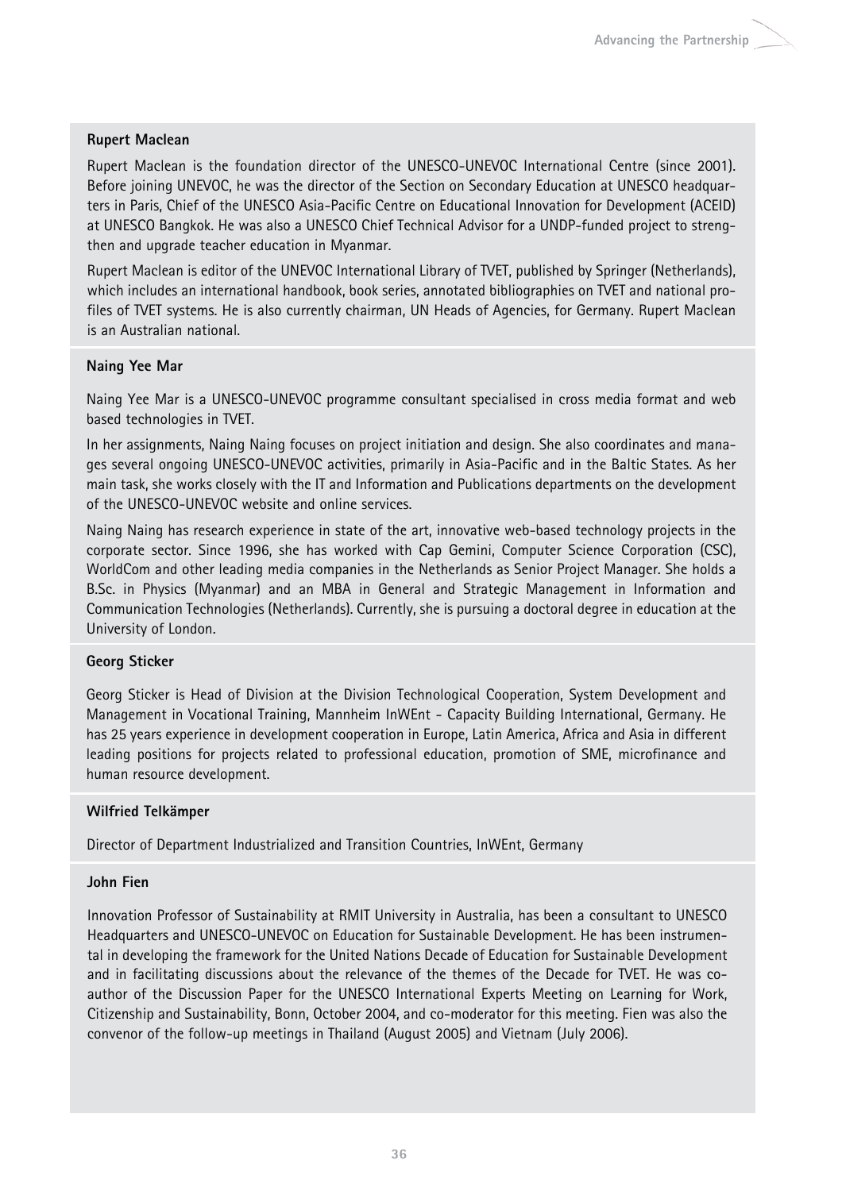**Rupert Maclean**

Rupert Maclean is the foundation director of the UNESCO-UNEVOC International Centre (since 2001). Before joining UNEVOC, he was the director of the Section on Secondary Education at UNESCO headquarters in Paris, Chief of the UNESCO Asia-Pacific Centre on Educational Innovation for Development (ACEID) at UNESCO Bangkok. He was also a UNESCO Chief Technical Advisor for a UNDP-funded project to strengthen and upgrade teacher education in Myanmar.

Rupert Maclean is editor of the UNEVOC International Library of TVET, published by Springer (Netherlands), which includes an international handbook, book series, annotated bibliographies on TVET and national profiles of TVET systems. He is also currently chairman, UN Heads of Agencies, for Germany. Rupert Maclean is an Australian national.

**Naing Yee Mar**

Naing Yee Mar is a UNESCO-UNEVOC programme consultant specialised in cross media format and web based technologies in TVET.

In her assignments, Naing Naing focuses on project initiation and design. She also coordinates and manages several ongoing UNESCO-UNEVOC activities, primarily in Asia-Pacific and in the Baltic States. As her main task, she works closely with the IT and Information and Publications departments on the development of the UNESCO-UNEVOC website and online services.

Naing Naing has research experience in state of the art, innovative web-based technology projects in the corporate sector. Since 1996, she has worked with Cap Gemini, Computer Science Corporation (CSC), WorldCom and other leading media companies in the Netherlands as Senior Project Manager. She holds a B.Sc. in Physics (Myanmar) and an MBA in General and Strategic Management in Information and Communication Technologies (Netherlands). Currently, she is pursuing a doctoral degree in education at the University of London.

**Georg Sticker**

Georg Sticker is Head of Division at the Division Technological Cooperation, System Development and Management in Vocational Training, Mannheim InWEnt - Capacity Building International, Germany. He has 25 years experience in development cooperation in Europe, Latin America, Africa and Asia in different leading positions for projects related to professional education, promotion of SME, microfinance and human resource development.

**Wilfried Telkämper**

Director of Department Industrialized and Transition Countries, InWEnt, Germany

**John Fien**

Innovation Professor of Sustainability at RMIT University in Australia, has been a consultant to UNESCO Headquarters and UNESCO-UNEVOC on Education for Sustainable Development. He has been instrumental in developing the framework for the United Nations Decade of Education for Sustainable Development and in facilitating discussions about the relevance of the themes of the Decade for TVET. He was co-author of the Discussion Paper for the UNESCO International Experts Meeting on Learning for Work, Citizenship and Sustainability, Bonn, October 2004, and co-moderator for this meeting. Fien was also the convenor of the follow-up meetings in Thailand (August 2005) and Vietnam (July 2006).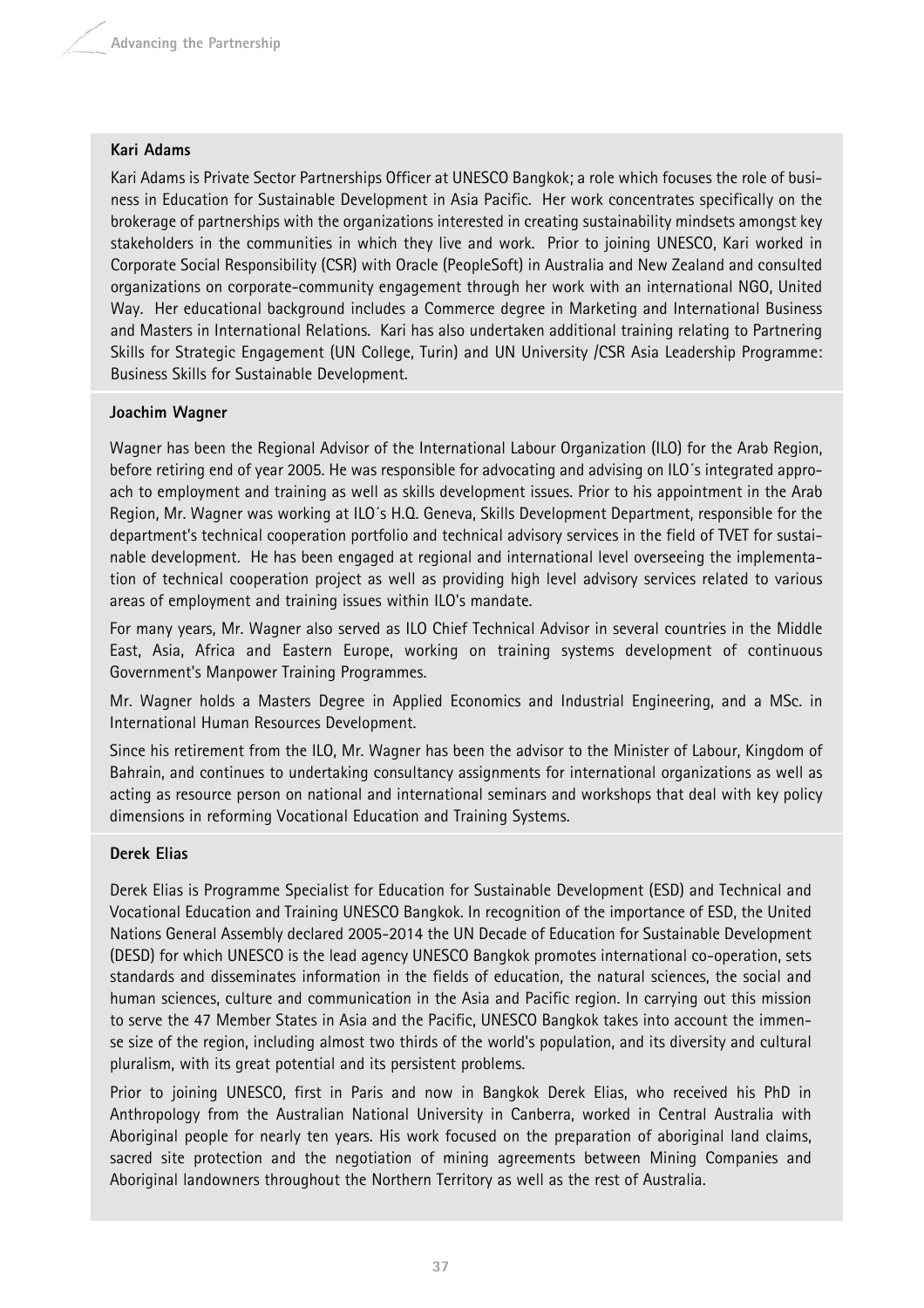### Kari Adams

Kari Adams is Private Sector Partnerships Officer at UNESCO Bangkok; a role which focuses the role of business in Education for Sustainable Development in Asia Pacific. Her work concentrates specifically on the brokerage of partnerships with the organizations interested in creating sustainability mindsets amongst key stakeholders in the communities in which they live and work. Prior to joining UNESCO, Kari worked in Corporate Social Responsibility (CSR) with Oracle (PeopleSoft) in Australia and New Zealand and consulted organizations on corporate-community engagement through her work with an international NGO, United Way. Her educational background includes a Commerce degree in Marketing and International Business and Masters in International Relations. Kari has also undertaken additional training relating to Partnering Skills for Strategic Engagement (UN College, Turin) and UN University /CSR Asia Leadership Programme: Business Skills for Sustainable Development.

### Joachim Wagner

Wagner has been the Regional Advisor of the International Labour Organization (ILO) for the Arab Region, before retiring end of year 2005. He was responsible for advocating and advising on ILO´s integrated approach to employment and training as well as skills development issues. Prior to his appointment in the Arab Region, Mr. Wagner was working at ILO´s H.Q. Geneva, Skills Development Department, responsible for the department's technical cooperation portfolio and technical advisory services in the field of TVET for sustainable development. He has been engaged at regional and international level overseeing the implementation of technical cooperation project as well as providing high level advisory services related to various areas of employment and training issues within ILO's mandate.

For many years, Mr. Wagner also served as ILO Chief Technical Advisor in several countries in the Middle East, Asia, Africa and Eastern Europe, working on training systems development of continuous Government's Manpower Training Programmes.

Mr. Wagner holds a Masters Degree in Applied Economics and Industrial Engineering, and a MSc. in International Human Resources Development.

Since his retirement from the ILO, Mr. Wagner has been the advisor to the Minister of Labour, Kingdom of Bahrain, and continues to undertaking consultancy assignments for international organizations as well as acting as resource person on national and international seminars and workshops that deal with key policy dimensions in reforming Vocational Education and Training Systems.

### Derek Elias

Derek Elias is Programme Specialist for Education for Sustainable Development (ESD) and Technical and Vocational Education and Training UNESCO Bangkok. In recognition of the importance of ESD, the United Nations General Assembly declared 2005-2014 the UN Decade of Education for Sustainable Development (DESD) for which UNESCO is the lead agency UNESCO Bangkok promotes international co-operation, sets standards and disseminates information in the fields of education, the natural sciences, the social and human sciences, culture and communication in the Asia and Pacific region. In carrying out this mission to serve the 47 Member States in Asia and the Pacific, UNESCO Bangkok takes into account the immense size of the region, including almost two thirds of the world's population, and its diversity and cultural pluralism, with its great potential and its persistent problems.

Prior to joining UNESCO, first in Paris and now in Bangkok Derek Elias, who received his PhD in Anthropology from the Australian National University in Canberra, worked in Central Australia with Aboriginal people for nearly ten years. His work focused on the preparation of aboriginal land claims, sacred site protection and the negotiation of mining agreements between Mining Companies and Aboriginal landowners throughout the Northern Territory as well as the rest of Australia.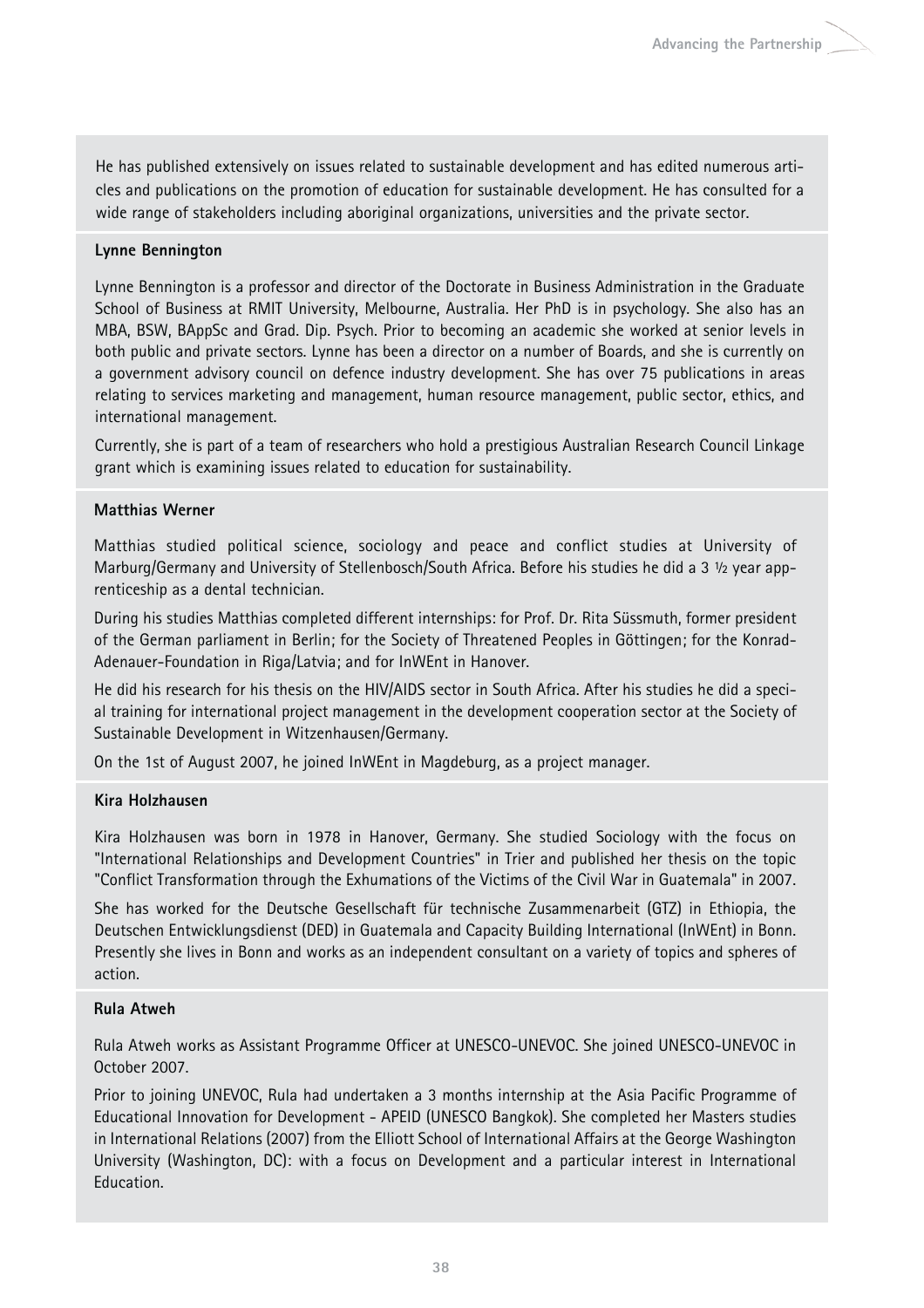He has published extensively on issues related to sustainable development and has edited numerous articles and publications on the promotion of education for sustainable development. He has consulted for a wide range of stakeholders including aboriginal organizations, universities and the private sector.

**Lynne Bennington**

Lynne Bennington is a professor and director of the Doctorate in Business Administration in the Graduate School of Business at RMIT University, Melbourne, Australia. Her PhD is in psychology. She also has an MBA, BSW, BAppSc and Grad. Dip. Psych. Prior to becoming an academic she worked at senior levels in both public and private sectors. Lynne has been a director on a number of Boards, and she is currently on a government advisory council on defence industry development. She has over 75 publications in areas relating to services marketing and management, human resource management, public sector, ethics, and international management.

Currently, she is part of a team of researchers who hold a prestigious Australian Research Council Linkage grant which is examining issues related to education for sustainability.

**Matthias Werner**

Matthias studied political science, sociology and peace and conflict studies at University of Marburg/Germany and University of Stellenbosch/South Africa. Before his studies he did a 3 ½ year apprenticeship as a dental technician.

During his studies Matthias completed different internships: for Prof. Dr. Rita Süssmuth, former president of the German parliament in Berlin; for the Society of Threatened Peoples in Göttingen; for the Konrad-Adenauer-Foundation in Riga/Latvia; and for InWEnt in Hanover.

He did his research for his thesis on the HIV/AIDS sector in South Africa. After his studies he did a special training for international project management in the development cooperation sector at the Society of Sustainable Development in Witzenhausen/Germany.

On the 1st of August 2007, he joined InWEnt in Magdeburg, as a project manager.

**Kira Holzhausen**

Kira Holzhausen was born in 1978 in Hanover, Germany. She studied Sociology with the focus on "International Relationships and Development Countries" in Trier and published her thesis on the topic "Conflict Transformation through the Exhumations of the Victims of the Civil War in Guatemala" in 2007.

She has worked for the Deutsche Gesellschaft für technische Zusammenarbeit (GTZ) in Ethiopia, the Deutschen Entwicklungsdienst (DED) in Guatemala and Capacity Building International (InWEnt) in Bonn. Presently she lives in Bonn and works as an independent consultant on a variety of topics and spheres of action.

**Rula Atweh**

Rula Atweh works as Assistant Programme Officer at UNESCO-UNEVOC. She joined UNESCO-UNEVOC in October 2007.

Prior to joining UNEVOC, Rula had undertaken a 3 months internship at the Asia Pacific Programme of Educational Innovation for Development - APEID (UNESCO Bangkok). She completed her Masters studies in International Relations (2007) from the Elliott School of International Affairs at the George Washington University (Washington, DC): with a focus on Development and a particular interest in International Education.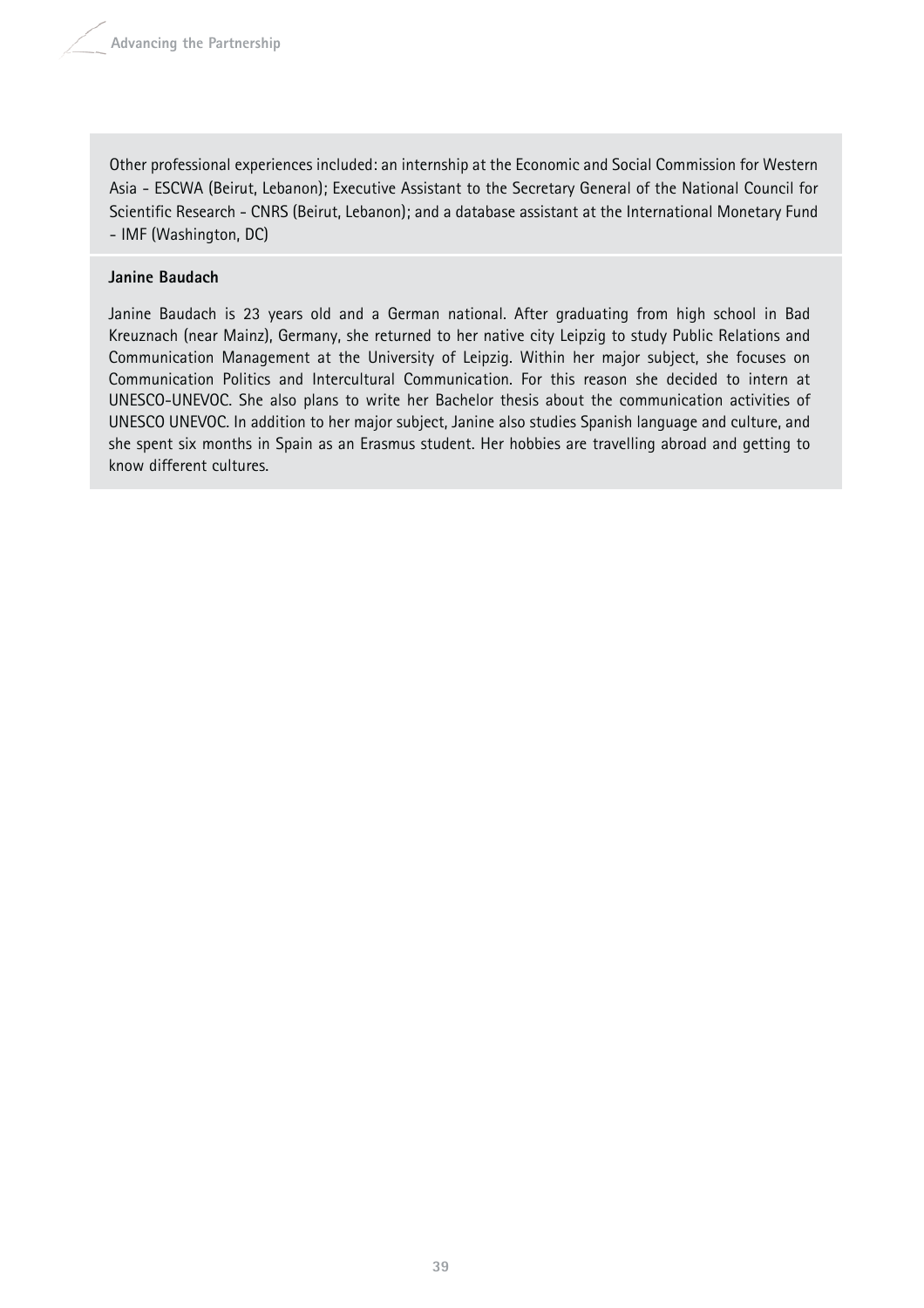Other professional experiences included: an internship at the Economic and Social Commission for Western Asia - ESCWA (Beirut, Lebanon); Executive Assistant to the Secretary General of the National Council for Scientific Research - CNRS (Beirut, Lebanon); and a database assistant at the International Monetary Fund - IMF (Washington, DC)

**Janine Baudach**

Janine Baudach is 23 years old and a German national. After graduating from high school in Bad Kreuznach (near Mainz), Germany, she returned to her native city Leipzig to study Public Relations and Communication Management at the University of Leipzig. Within her major subject, she focuses on Communication Politics and Intercultural Communication. For this reason she decided to intern at UNESCO-UNEVOC. She also plans to write her Bachelor thesis about the communication activities of UNESCO UNEVOC. In addition to her major subject, Janine also studies Spanish language and culture, and she spent six months in Spain as an Erasmus student. Her hobbies are travelling abroad and getting to know different cultures.